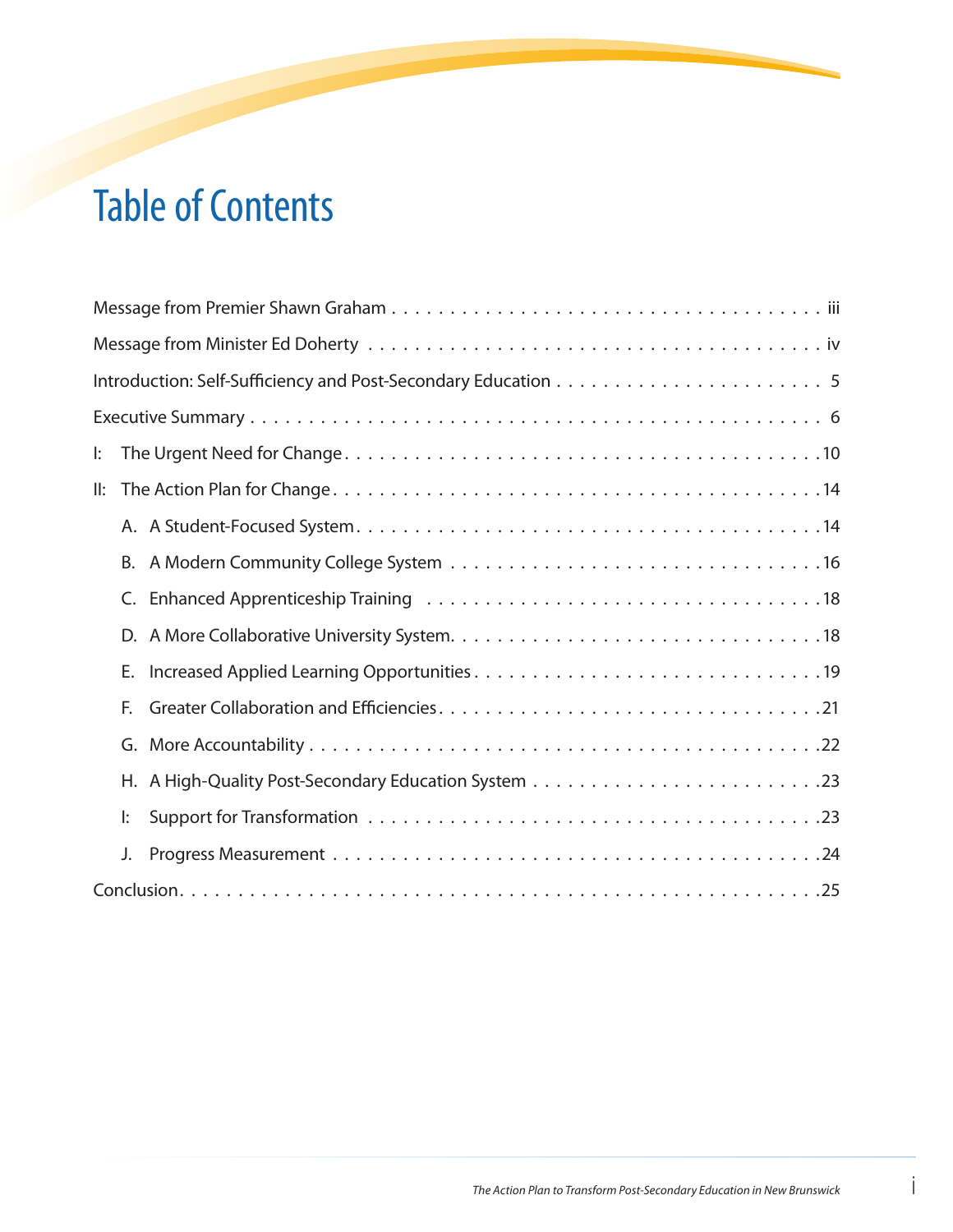# Table of Contents

Message from Premier Shawn Graham . . . . . . . . . . . . . . . . . . . . . . . . . . . . . . . . . . . . . . iii

Message from Minister Ed Doherty . . . . . . . . . . . . . . . . . . . . . . . . . . . . . . . . . . . . . . iv

Introduction: Self-Sufficiency and Post-Secondary Education . . . . . . . . . . . . . . . . . . . . . . . 5

Executive Summary . . . . . . . . . . . . . . . . . . . . . . . . . . . . . . . . . . . . . . . . . . . . . . 6

I: The Urgent Need for Change . . . . . . . . . . . . . . . . . . . . . . . . . . . . . . . . . . . . . . . 10

II: The Action Plan for Change . . . . . . . . . . . . . . . . . . . . . . . . . . . . . . . . . . . . . . . 14

- A. A Student-Focused System . . . . . . . . . . . . . . . . . . . . . . . . . . . . . . . . . . . . . 14
- B. A Modern Community College System . . . . . . . . . . . . . . . . . . . . . . . . . . . . . 16
- C. Enhanced Apprenticeship Training . . . . . . . . . . . . . . . . . . . . . . . . . . . . . . . . 18
- D. A More Collaborative University System . . . . . . . . . . . . . . . . . . . . . . . . . . . . 18
- E. Increased Applied Learning Opportunities . . . . . . . . . . . . . . . . . . . . . . . . . . . 19
- F. Greater Collaboration and Efficiencies . . . . . . . . . . . . . . . . . . . . . . . . . . . . . 21
- G. More Accountability . . . . . . . . . . . . . . . . . . . . . . . . . . . . . . . . . . . . . . . . . 22
- H. A High-Quality Post-Secondary Education System . . . . . . . . . . . . . . . . . . . . . . 23
- I: Support for Transformation . . . . . . . . . . . . . . . . . . . . . . . . . . . . . . . . . . . . 23
- J. Progress Measurement . . . . . . . . . . . . . . . . . . . . . . . . . . . . . . . . . . . . . . . 24

Conclusion . . . . . . . . . . . . . . . . . . . . . . . . . . . . . . . . . . . . . . . . . . . . . . . . . . 25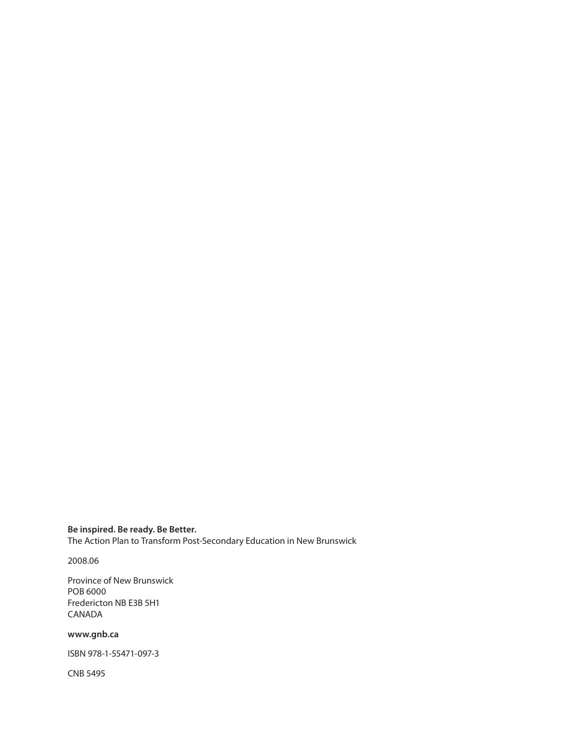**Be inspired. Be ready. Be Better.**
The Action Plan to Transform Post-Secondary Education in New Brunswick

2008.06

Province of New Brunswick
POB 6000
Fredericton NB E3B 5H1
CANADA

**www.gnb.ca**

ISBN 978-1-55471-097-3

CNB 5495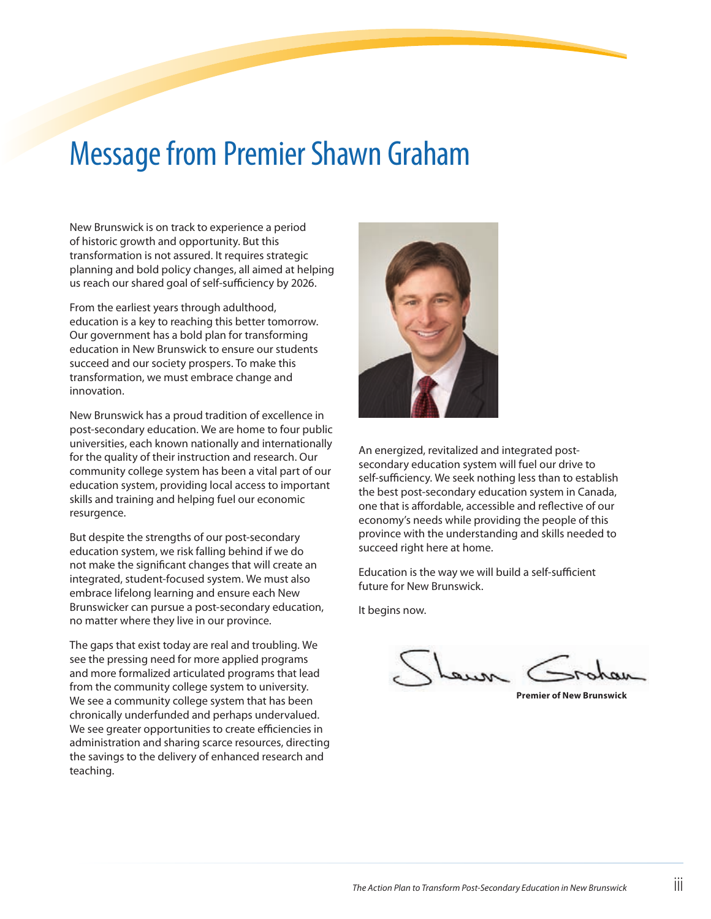# Message from Premier Shawn Graham

New Brunswick is on track to experience a period of historic growth and opportunity. But this transformation is not assured. It requires strategic planning and bold policy changes, all aimed at helping us reach our shared goal of self-sufficiency by 2026.

From the earliest years through adulthood, education is a key to reaching this better tomorrow. Our government has a bold plan for transforming education in New Brunswick to ensure our students succeed and our society prospers. To make this transformation, we must embrace change and innovation.

New Brunswick has a proud tradition of excellence in post-secondary education. We are home to four public universities, each known nationally and internationally for the quality of their instruction and research. Our community college system has been a vital part of our education system, providing local access to important skills and training and helping fuel our economic resurgence.

But despite the strengths of our post-secondary education system, we risk falling behind if we do not make the significant changes that will create an integrated, student-focused system. We must also embrace lifelong learning and ensure each New Brunswicker can pursue a post-secondary education, no matter where they live in our province.

The gaps that exist today are real and troubling. We see the pressing need for more applied programs and more formalized articulated programs that lead from the community college system to university. We see a community college system that has been chronically underfunded and perhaps undervalued. We see greater opportunities to create efficiencies in administration and sharing scarce resources, directing the savings to the delivery of enhanced research and teaching.

An energized, revitalized and integrated post-secondary education system will fuel our drive to self-sufficiency. We seek nothing less than to establish the best post-secondary education system in Canada, one that is affordable, accessible and reflective of our economy's needs while providing the people of this province with the understanding and skills needed to succeed right here at home.

Education is the way we will build a self-sufficient future for New Brunswick.

It begins now.

Shawn Graham

**Premier of New Brunswick**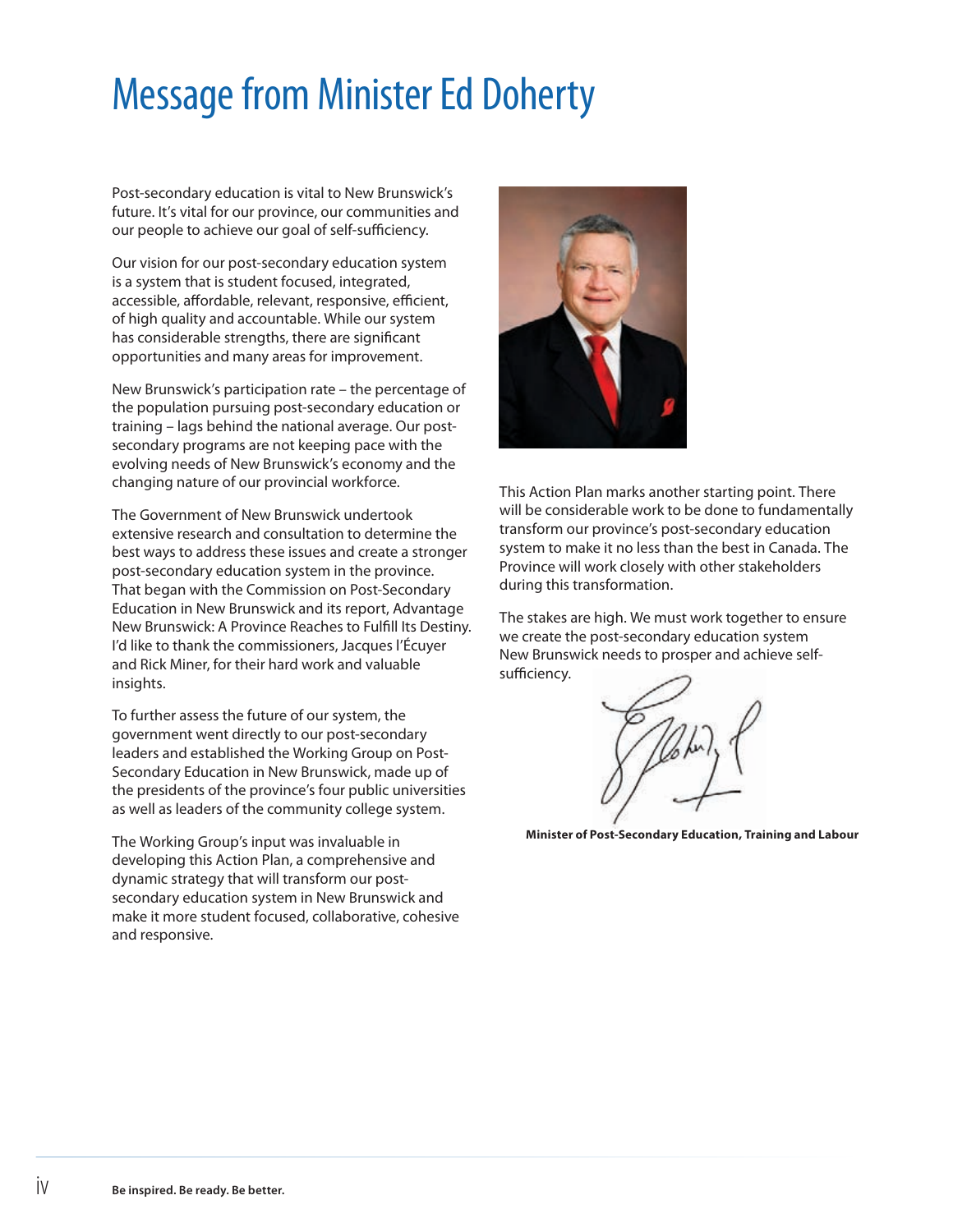# Message from Minister Ed Doherty

Post-secondary education is vital to New Brunswick's future. It's vital for our province, our communities and our people to achieve our goal of self-sufficiency.

Our vision for our post-secondary education system is a system that is student focused, integrated, accessible, affordable, relevant, responsive, efficient, of high quality and accountable. While our system has considerable strengths, there are significant opportunities and many areas for improvement.

New Brunswick's participation rate – the percentage of the population pursuing post-secondary education or training – lags behind the national average. Our post-secondary programs are not keeping pace with the evolving needs of New Brunswick's economy and the changing nature of our provincial workforce.

The Government of New Brunswick undertook extensive research and consultation to determine the best ways to address these issues and create a stronger post-secondary education system in the province. That began with the Commission on Post-Secondary Education in New Brunswick and its report, Advantage New Brunswick: A Province Reaches to Fulfill Its Destiny. I'd like to thank the commissioners, Jacques l'Écuyer and Rick Miner, for their hard work and valuable insights.

To further assess the future of our system, the government went directly to our post-secondary leaders and established the Working Group on Post-Secondary Education in New Brunswick, made up of the presidents of the province's four public universities as well as leaders of the community college system.

The Working Group's input was invaluable in developing this Action Plan, a comprehensive and dynamic strategy that will transform our post-secondary education system in New Brunswick and make it more student focused, collaborative, cohesive and responsive.

This Action Plan marks another starting point. There will be considerable work to be done to fundamentally transform our province's post-secondary education system to make it no less than the best in Canada. The Province will work closely with other stakeholders during this transformation.

The stakes are high. We must work together to ensure we create the post-secondary education system New Brunswick needs to prosper and achieve self-sufficiency.

**Minister of Post-Secondary Education, Training and Labour**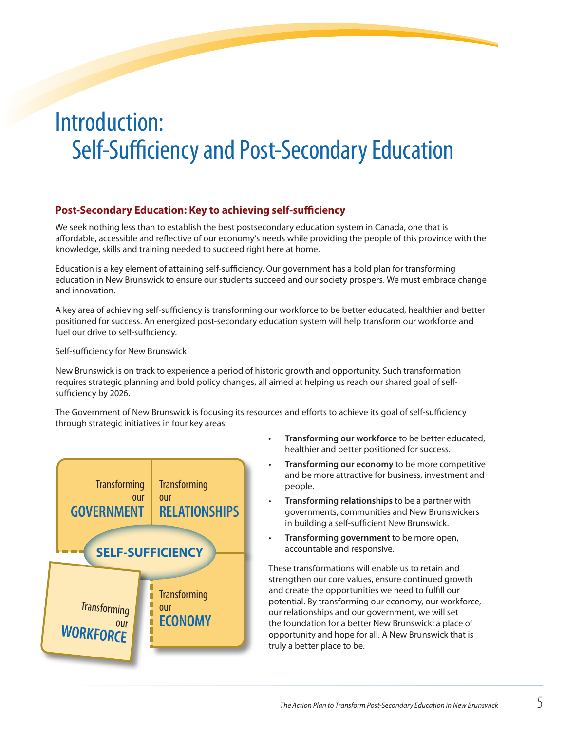# Introduction: Self-Sufficiency and Post-Secondary Education

## Post-Secondary Education: Key to achieving self-sufficiency

We seek nothing less than to establish the best postsecondary education system in Canada, one that is affordable, accessible and reflective of our economy's needs while providing the people of this province with the knowledge, skills and training needed to succeed right here at home.

Education is a key element of attaining self-sufficiency. Our government has a bold plan for transforming education in New Brunswick to ensure our students succeed and our society prospers. We must embrace change and innovation.

A key area of achieving self-sufficiency is transforming our workforce to be better educated, healthier and better positioned for success. An energized post-secondary education system will help transform our workforce and fuel our drive to self-sufficiency.

Self-sufficiency for New Brunswick

New Brunswick is on track to experience a period of historic growth and opportunity. Such transformation requires strategic planning and bold policy changes, all aimed at helping us reach our shared goal of self-sufficiency by 2026.

The Government of New Brunswick is focusing its resources and efforts to achieve its goal of self-sufficiency through strategic initiatives in four key areas:

Transforming our GOVERNMENT | Transforming our RELATIONSHIPS | SELF-SUFFICIENCY | Transforming our WORKFORCE | Transforming our ECONOMY

- **Transforming our workforce** to be better educated, healthier and better positioned for success.
- **Transforming our economy** to be more competitive and be more attractive for business, investment and people.
- **Transforming relationships** to be a partner with governments, communities and New Brunswickers in building a self-sufficient New Brunswick.
- **Transforming government** to be more open, accountable and responsive.

These transformations will enable us to retain and strengthen our core values, ensure continued growth and create the opportunities we need to fulfill our potential. By transforming our economy, our workforce, our relationships and our government, we will set the foundation for a better New Brunswick: a place of opportunity and hope for all. A New Brunswick that is truly a better place to be.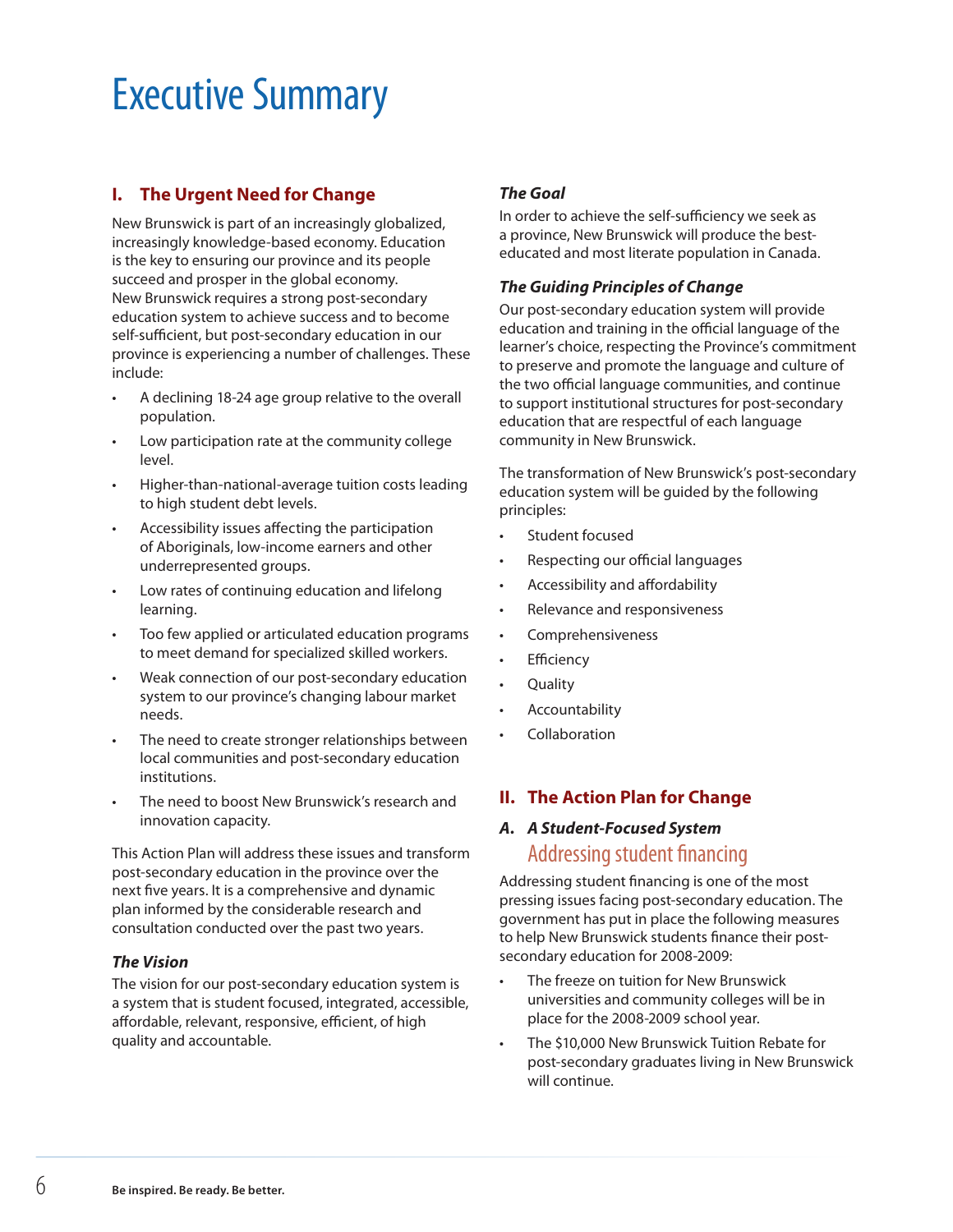# Executive Summary

## I. The Urgent Need for Change

New Brunswick is part of an increasingly globalized, increasingly knowledge-based economy. Education is the key to ensuring our province and its people succeed and prosper in the global economy. New Brunswick requires a strong post-secondary education system to achieve success and to become self-sufficient, but post-secondary education in our province is experiencing a number of challenges. These include:

- A declining 18-24 age group relative to the overall population.
- Low participation rate at the community college level.
- Higher-than-national-average tuition costs leading to high student debt levels.
- Accessibility issues affecting the participation of Aboriginals, low-income earners and other underrepresented groups.
- Low rates of continuing education and lifelong learning.
- Too few applied or articulated education programs to meet demand for specialized skilled workers.
- Weak connection of our post-secondary education system to our province's changing labour market needs.
- The need to create stronger relationships between local communities and post-secondary education institutions.
- The need to boost New Brunswick's research and innovation capacity.

This Action Plan will address these issues and transform post-secondary education in the province over the next five years. It is a comprehensive and dynamic plan informed by the considerable research and consultation conducted over the past two years.

### *The Vision*

The vision for our post-secondary education system is a system that is student focused, integrated, accessible, affordable, relevant, responsive, efficient, of high quality and accountable.

### *The Goal*

In order to achieve the self-sufficiency we seek as a province, New Brunswick will produce the best-educated and most literate population in Canada.

### *The Guiding Principles of Change*

Our post-secondary education system will provide education and training in the official language of the learner's choice, respecting the Province's commitment to preserve and promote the language and culture of the two official language communities, and continue to support institutional structures for post-secondary education that are respectful of each language community in New Brunswick.

The transformation of New Brunswick's post-secondary education system will be guided by the following principles:

- Student focused
- Respecting our official languages
- Accessibility and affordability
- Relevance and responsiveness
- Comprehensiveness
- Efficiency
- Quality
- Accountability
- Collaboration

## II. The Action Plan for Change

### *A. A Student-Focused System*

#### Addressing student financing

Addressing student financing is one of the most pressing issues facing post-secondary education. The government has put in place the following measures to help New Brunswick students finance their post-secondary education for 2008-2009:

- The freeze on tuition for New Brunswick universities and community colleges will be in place for the 2008-2009 school year.
- The $10,000 New Brunswick Tuition Rebate for post-secondary graduates living in New Brunswick will continue.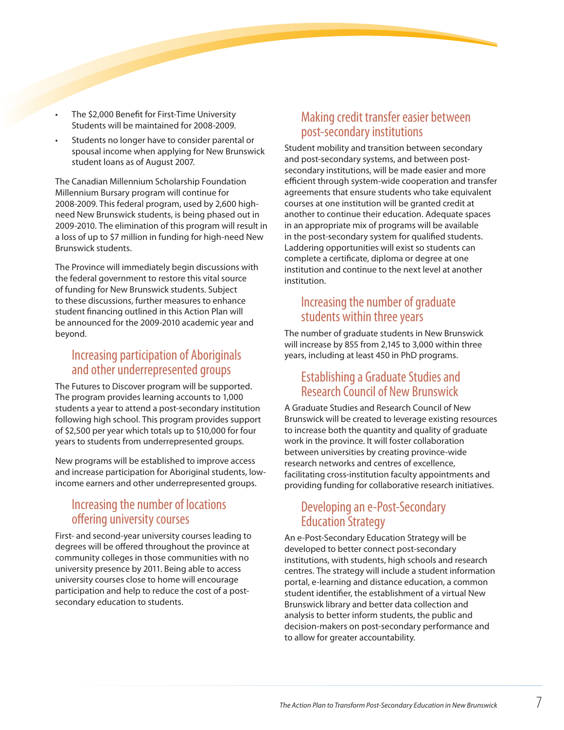- The $2,000 Benefit for First-Time University Students will be maintained for 2008-2009.
- Students no longer have to consider parental or spousal income when applying for New Brunswick student loans as of August 2007.

The Canadian Millennium Scholarship Foundation Millennium Bursary program will continue for 2008-2009. This federal program, used by 2,600 high-need New Brunswick students, is being phased out in 2009-2010. The elimination of this program will result in a loss of up to $7 million in funding for high-need New Brunswick students.

The Province will immediately begin discussions with the federal government to restore this vital source of funding for New Brunswick students. Subject to these discussions, further measures to enhance student financing outlined in this Action Plan will be announced for the 2009-2010 academic year and beyond.

## Increasing participation of Aboriginals and other underrepresented groups

The Futures to Discover program will be supported. The program provides learning accounts to 1,000 students a year to attend a post-secondary institution following high school. This program provides support of $2,500 per year which totals up to $10,000 for four years to students from underrepresented groups.

New programs will be established to improve access and increase participation for Aboriginal students, low-income earners and other underrepresented groups.

## Increasing the number of locations offering university courses

First- and second-year university courses leading to degrees will be offered throughout the province at community colleges in those communities with no university presence by 2011. Being able to access university courses close to home will encourage participation and help to reduce the cost of a post-secondary education to students.

## Making credit transfer easier between post-secondary institutions

Student mobility and transition between secondary and post-secondary systems, and between post-secondary institutions, will be made easier and more efficient through system-wide cooperation and transfer agreements that ensure students who take equivalent courses at one institution will be granted credit at another to continue their education. Adequate spaces in an appropriate mix of programs will be available in the post-secondary system for qualified students. Laddering opportunities will exist so students can complete a certificate, diploma or degree at one institution and continue to the next level at another institution.

## Increasing the number of graduate students within three years

The number of graduate students in New Brunswick will increase by 855 from 2,145 to 3,000 within three years, including at least 450 in PhD programs.

## Establishing a Graduate Studies and Research Council of New Brunswick

A Graduate Studies and Research Council of New Brunswick will be created to leverage existing resources to increase both the quantity and quality of graduate work in the province. It will foster collaboration between universities by creating province-wide research networks and centres of excellence, facilitating cross-institution faculty appointments and providing funding for collaborative research initiatives.

## Developing an e-Post-Secondary Education Strategy

An e-Post-Secondary Education Strategy will be developed to better connect post-secondary institutions, with students, high schools and research centres. The strategy will include a student information portal, e-learning and distance education, a common student identifier, the establishment of a virtual New Brunswick library and better data collection and analysis to better inform students, the public and decision-makers on post-secondary performance and to allow for greater accountability.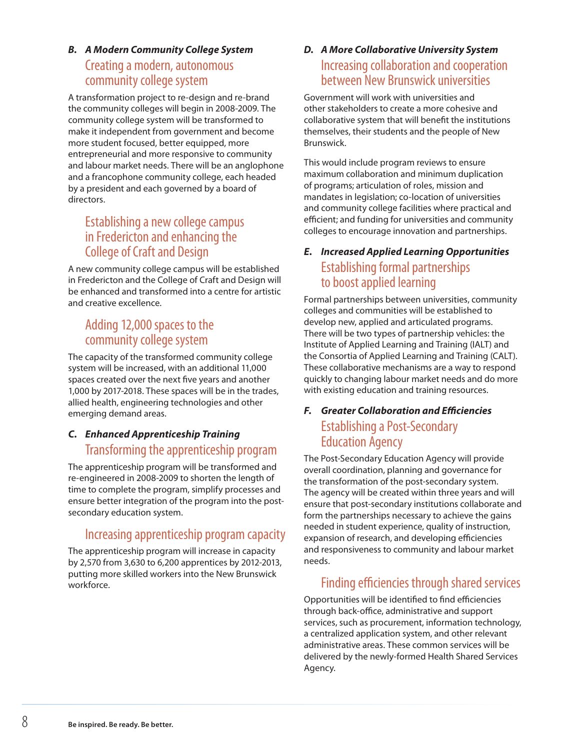### *B. A Modern Community College System*

## Creating a modern, autonomous community college system

A transformation project to re-design and re-brand the community colleges will begin in 2008-2009. The community college system will be transformed to make it independent from government and become more student focused, better equipped, more entrepreneurial and more responsive to community and labour market needs. There will be an anglophone and a francophone community college, each headed by a president and each governed by a board of directors.

## Establishing a new college campus in Fredericton and enhancing the College of Craft and Design

A new community college campus will be established in Fredericton and the College of Craft and Design will be enhanced and transformed into a centre for artistic and creative excellence.

## Adding 12,000 spaces to the community college system

The capacity of the transformed community college system will be increased, with an additional 11,000 spaces created over the next five years and another 1,000 by 2017-2018. These spaces will be in the trades, allied health, engineering technologies and other emerging demand areas.

### *C. Enhanced Apprenticeship Training*

## Transforming the apprenticeship program

The apprenticeship program will be transformed and re-engineered in 2008-2009 to shorten the length of time to complete the program, simplify processes and ensure better integration of the program into the post-secondary education system.

## Increasing apprenticeship program capacity

The apprenticeship program will increase in capacity by 2,570 from 3,630 to 6,200 apprentices by 2012-2013, putting more skilled workers into the New Brunswick workforce.

### *D. A More Collaborative University System*

## Increasing collaboration and cooperation between New Brunswick universities

Government will work with universities and other stakeholders to create a more cohesive and collaborative system that will benefit the institutions themselves, their students and the people of New Brunswick.

This would include program reviews to ensure maximum collaboration and minimum duplication of programs; articulation of roles, mission and mandates in legislation; co-location of universities and community college facilities where practical and efficient; and funding for universities and community colleges to encourage innovation and partnerships.

### *E. Increased Applied Learning Opportunities*

## Establishing formal partnerships to boost applied learning

Formal partnerships between universities, community colleges and communities will be established to develop new, applied and articulated programs. There will be two types of partnership vehicles: the Institute of Applied Learning and Training (IALT) and the Consortia of Applied Learning and Training (CALT). These collaborative mechanisms are a way to respond quickly to changing labour market needs and do more with existing education and training resources.

### *F. Greater Collaboration and Efficiencies*

## Establishing a Post-Secondary Education Agency

The Post-Secondary Education Agency will provide overall coordination, planning and governance for the transformation of the post-secondary system. The agency will be created within three years and will ensure that post-secondary institutions collaborate and form the partnerships necessary to achieve the gains needed in student experience, quality of instruction, expansion of research, and developing efficiencies and responsiveness to community and labour market needs.

## Finding efficiencies through shared services

Opportunities will be identified to find efficiencies through back-office, administrative and support services, such as procurement, information technology, a centralized application system, and other relevant administrative areas. These common services will be delivered by the newly-formed Health Shared Services Agency.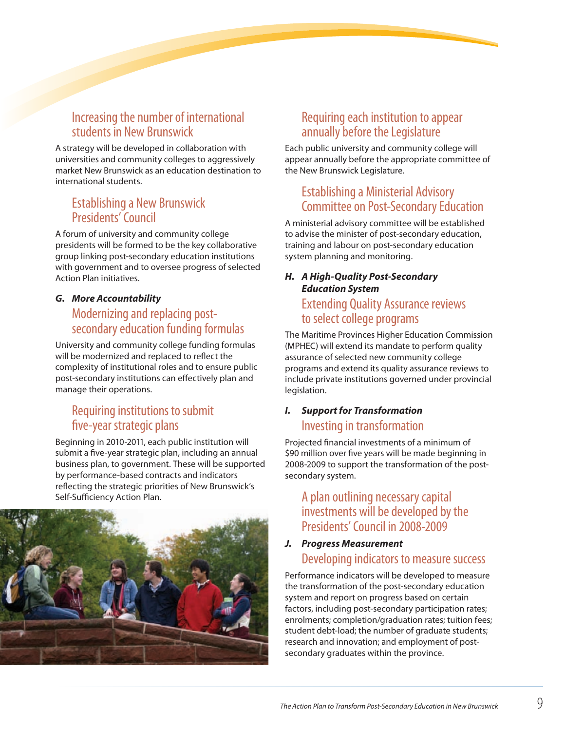### Increasing the number of international students in New Brunswick

A strategy will be developed in collaboration with universities and community colleges to aggressively market New Brunswick as an education destination to international students.

### Establishing a New Brunswick Presidents' Council

A forum of university and community college presidents will be formed to be the key collaborative group linking post-secondary education institutions with government and to oversee progress of selected Action Plan initiatives.

## G. *More Accountability*

### Modernizing and replacing post-secondary education funding formulas

University and community college funding formulas will be modernized and replaced to reflect the complexity of institutional roles and to ensure public post-secondary institutions can effectively plan and manage their operations.

### Requiring institutions to submit five-year strategic plans

Beginning in 2010-2011, each public institution will submit a five-year strategic plan, including an annual business plan, to government. These will be supported by performance-based contracts and indicators reflecting the strategic priorities of New Brunswick's Self-Sufficiency Action Plan.

### Requiring each institution to appear annually before the Legislature

Each public university and community college will appear annually before the appropriate committee of the New Brunswick Legislature.

### Establishing a Ministerial Advisory Committee on Post-Secondary Education

A ministerial advisory committee will be established to advise the minister of post-secondary education, training and labour on post-secondary education system planning and monitoring.

## H. *A High-Quality Post-Secondary Education System*

### Extending Quality Assurance reviews to select college programs

The Maritime Provinces Higher Education Commission (MPHEC) will extend its mandate to perform quality assurance of selected new community college programs and extend its quality assurance reviews to include private institutions governed under provincial legislation.

## I. *Support for Transformation*

### Investing in transformation

Projected financial investments of a minimum of $90 million over five years will be made beginning in 2008-2009 to support the transformation of the post-secondary system.

### A plan outlining necessary capital investments will be developed by the Presidents' Council in 2008-2009

## J. *Progress Measurement*

### Developing indicators to measure success

Performance indicators will be developed to measure the transformation of the post-secondary education system and report on progress based on certain factors, including post-secondary participation rates; enrolments; completion/graduation rates; tuition fees; student debt-load; the number of graduate students; research and innovation; and employment of post-secondary graduates within the province.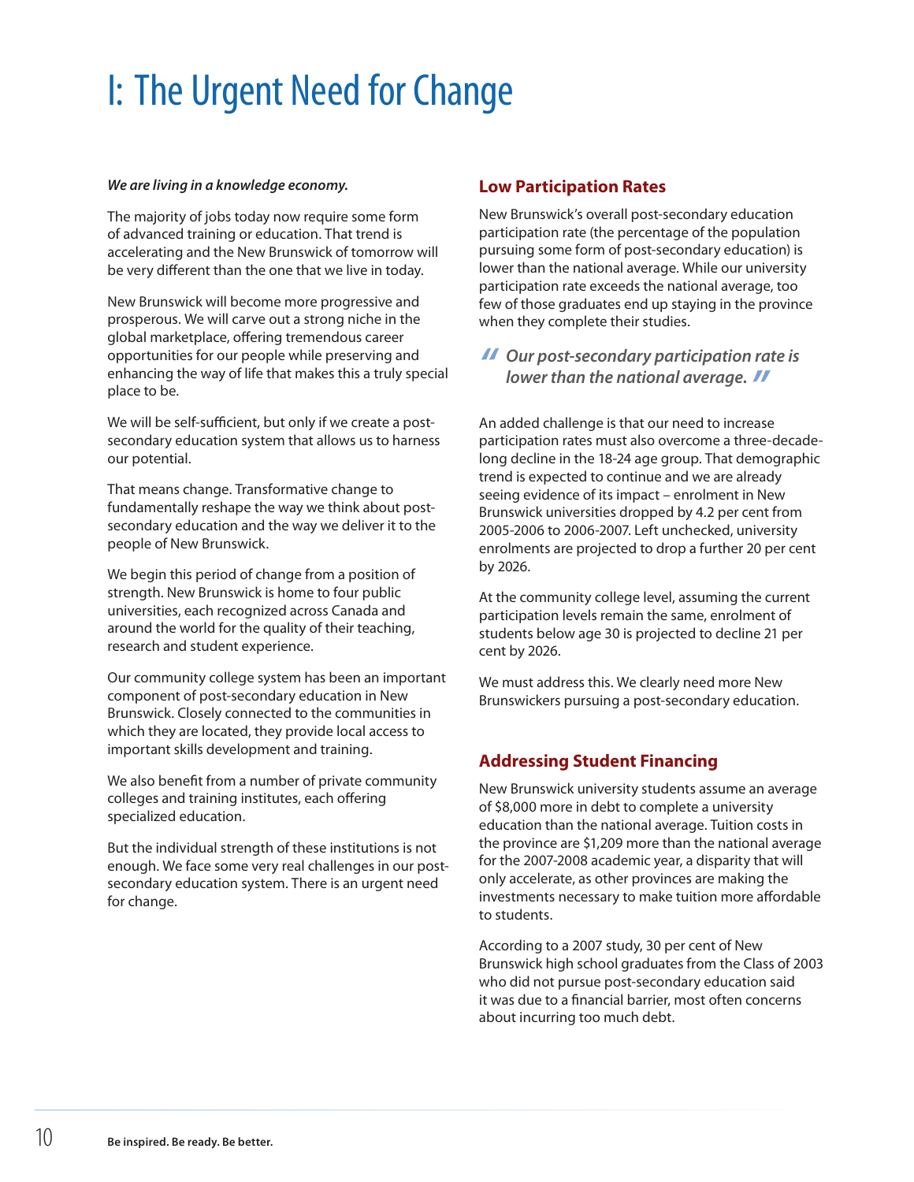# I: The Urgent Need for Change

***We are living in a knowledge economy.***

The majority of jobs today now require some form of advanced training or education. That trend is accelerating and the New Brunswick of tomorrow will be very different than the one that we live in today.

New Brunswick will become more progressive and prosperous. We will carve out a strong niche in the global marketplace, offering tremendous career opportunities for our people while preserving and enhancing the way of life that makes this a truly special place to be.

We will be self-sufficient, but only if we create a post-secondary education system that allows us to harness our potential.

That means change. Transformative change to fundamentally reshape the way we think about post-secondary education and the way we deliver it to the people of New Brunswick.

We begin this period of change from a position of strength. New Brunswick is home to four public universities, each recognized across Canada and around the world for the quality of their teaching, research and student experience.

Our community college system has been an important component of post-secondary education in New Brunswick. Closely connected to the communities in which they are located, they provide local access to important skills development and training.

We also benefit from a number of private community colleges and training institutes, each offering specialized education.

But the individual strength of these institutions is not enough. We face some very real challenges in our post-secondary education system. There is an urgent need for change.

## Low Participation Rates

New Brunswick's overall post-secondary education participation rate (the percentage of the population pursuing some form of post-secondary education) is lower than the national average. While our university participation rate exceeds the national average, too few of those graduates end up staying in the province when they complete their studies.

> ***"Our post-secondary participation rate is lower than the national average."***

An added challenge is that our need to increase participation rates must also overcome a three-decade-long decline in the 18-24 age group. That demographic trend is expected to continue and we are already seeing evidence of its impact – enrolment in New Brunswick universities dropped by 4.2 per cent from 2005-2006 to 2006-2007. Left unchecked, university enrolments are projected to drop a further 20 per cent by 2026.

At the community college level, assuming the current participation levels remain the same, enrolment of students below age 30 is projected to decline 21 per cent by 2026.

We must address this. We clearly need more New Brunswickers pursuing a post-secondary education.

## Addressing Student Financing

New Brunswick university students assume an average of $8,000 more in debt to complete a university education than the national average. Tuition costs in the province are $1,209 more than the national average for the 2007-2008 academic year, a disparity that will only accelerate, as other provinces are making the investments necessary to make tuition more affordable to students.

According to a 2007 study, 30 per cent of New Brunswick high school graduates from the Class of 2003 who did not pursue post-secondary education said it was due to a financial barrier, most often concerns about incurring too much debt.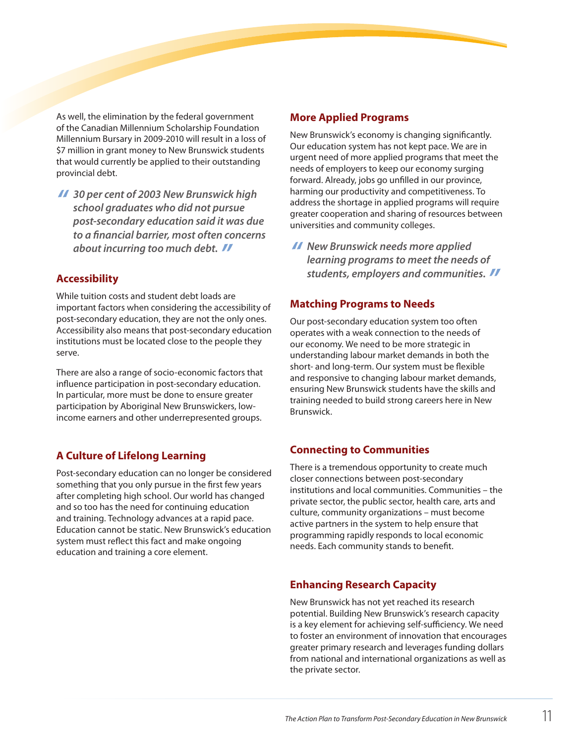As well, the elimination by the federal government of the Canadian Millennium Scholarship Foundation Millennium Bursary in 2009-2010 will result in a loss of $7 million in grant money to New Brunswick students that would currently be applied to their outstanding provincial debt.

> *30 per cent of 2003 New Brunswick high school graduates who did not pursue post-secondary education said it was due to a financial barrier, most often concerns about incurring too much debt.*

## Accessibility

While tuition costs and student debt loads are important factors when considering the accessibility of post-secondary education, they are not the only ones. Accessibility also means that post-secondary education institutions must be located close to the people they serve.

There are also a range of socio-economic factors that influence participation in post-secondary education. In particular, more must be done to ensure greater participation by Aboriginal New Brunswickers, low-income earners and other underrepresented groups.

## A Culture of Lifelong Learning

Post-secondary education can no longer be considered something that you only pursue in the first few years after completing high school. Our world has changed and so too has the need for continuing education and training. Technology advances at a rapid pace. Education cannot be static. New Brunswick's education system must reflect this fact and make ongoing education and training a core element.

## More Applied Programs

New Brunswick's economy is changing significantly. Our education system has not kept pace. We are in urgent need of more applied programs that meet the needs of employers to keep our economy surging forward. Already, jobs go unfilled in our province, harming our productivity and competitiveness. To address the shortage in applied programs will require greater cooperation and sharing of resources between universities and community colleges.

> *New Brunswick needs more applied learning programs to meet the needs of students, employers and communities.*

## Matching Programs to Needs

Our post-secondary education system too often operates with a weak connection to the needs of our economy. We need to be more strategic in understanding labour market demands in both the short- and long-term. Our system must be flexible and responsive to changing labour market demands, ensuring New Brunswick students have the skills and training needed to build strong careers here in New Brunswick.

## Connecting to Communities

There is a tremendous opportunity to create much closer connections between post-secondary institutions and local communities. Communities – the private sector, the public sector, health care, arts and culture, community organizations – must become active partners in the system to help ensure that programming rapidly responds to local economic needs. Each community stands to benefit.

## Enhancing Research Capacity

New Brunswick has not yet reached its research potential. Building New Brunswick's research capacity is a key element for achieving self-sufficiency. We need to foster an environment of innovation that encourages greater primary research and leverages funding dollars from national and international organizations as well as the private sector.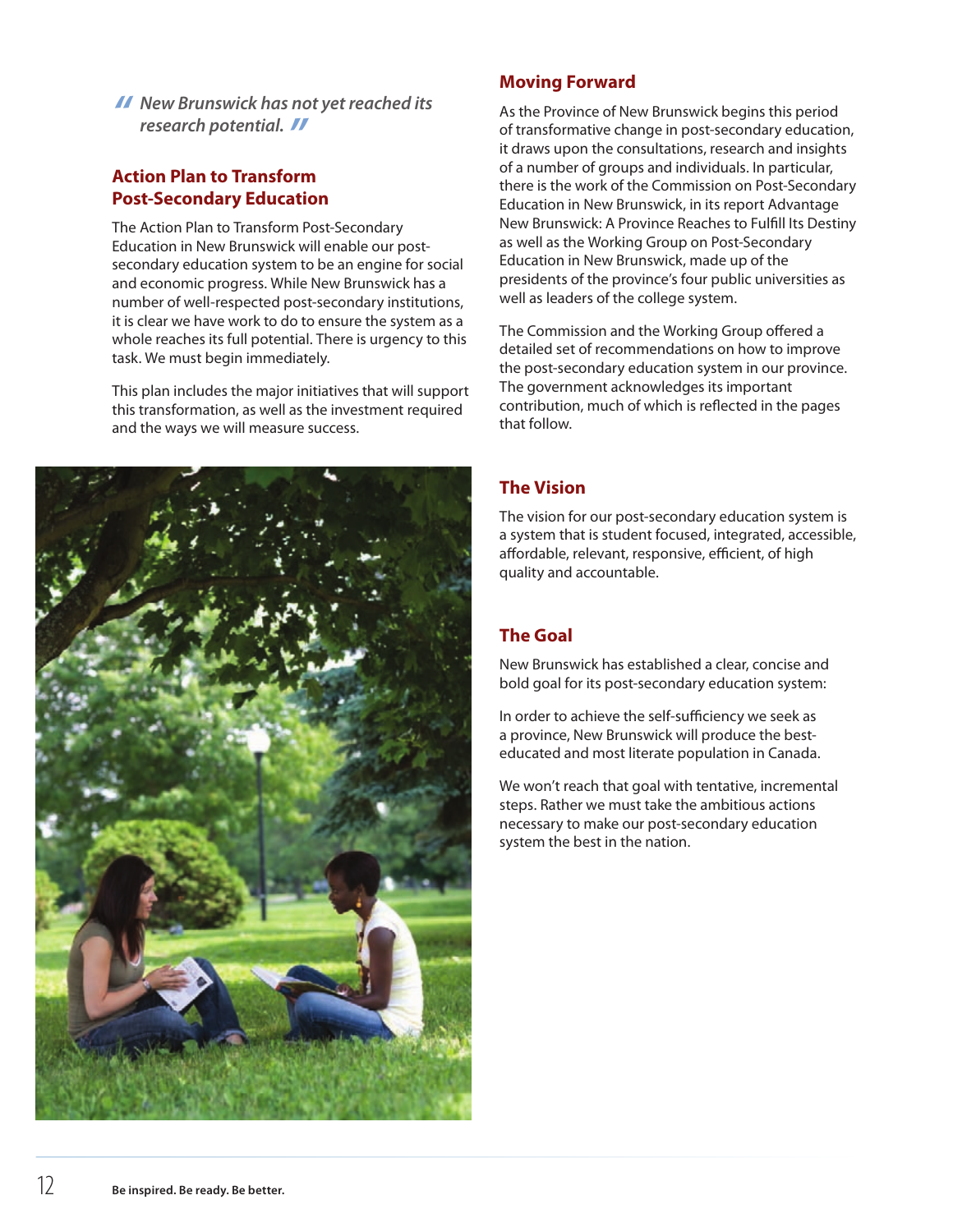*"New Brunswick has not yet reached its research potential."*

## Action Plan to Transform Post-Secondary Education

The Action Plan to Transform Post-Secondary Education in New Brunswick will enable our post-secondary education system to be an engine for social and economic progress. While New Brunswick has a number of well-respected post-secondary institutions, it is clear we have work to do to ensure the system as a whole reaches its full potential. There is urgency to this task. We must begin immediately.

This plan includes the major initiatives that will support this transformation, as well as the investment required and the ways we will measure success.

## Moving Forward

As the Province of New Brunswick begins this period of transformative change in post-secondary education, it draws upon the consultations, research and insights of a number of groups and individuals. In particular, there is the work of the Commission on Post-Secondary Education in New Brunswick, in its report Advantage New Brunswick: A Province Reaches to Fulfill Its Destiny as well as the Working Group on Post-Secondary Education in New Brunswick, made up of the presidents of the province's four public universities as well as leaders of the college system.

The Commission and the Working Group offered a detailed set of recommendations on how to improve the post-secondary education system in our province. The government acknowledges its important contribution, much of which is reflected in the pages that follow.

## The Vision

The vision for our post-secondary education system is a system that is student focused, integrated, accessible, affordable, relevant, responsive, efficient, of high quality and accountable.

## The Goal

New Brunswick has established a clear, concise and bold goal for its post-secondary education system:

In order to achieve the self-sufficiency we seek as a province, New Brunswick will produce the best-educated and most literate population in Canada.

We won't reach that goal with tentative, incremental steps. Rather we must take the ambitious actions necessary to make our post-secondary education system the best in the nation.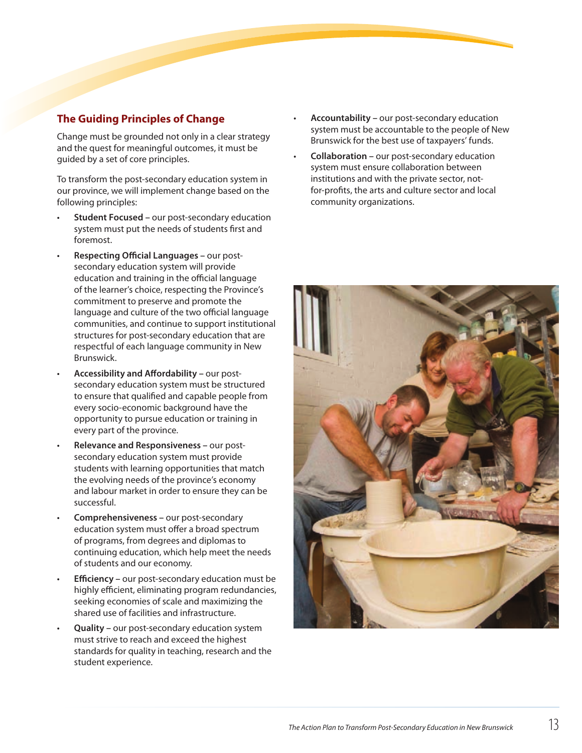## The Guiding Principles of Change

Change must be grounded not only in a clear strategy and the quest for meaningful outcomes, it must be guided by a set of core principles.

To transform the post-secondary education system in our province, we will implement change based on the following principles:

- **Student Focused** – our post-secondary education system must put the needs of students first and foremost.
- **Respecting Official Languages** – our post-secondary education system will provide education and training in the official language of the learner's choice, respecting the Province's commitment to preserve and promote the language and culture of the two official language communities, and continue to support institutional structures for post-secondary education that are respectful of each language community in New Brunswick.
- **Accessibility and Affordability** – our post-secondary education system must be structured to ensure that qualified and capable people from every socio-economic background have the opportunity to pursue education or training in every part of the province.
- **Relevance and Responsiveness** – our post-secondary education system must provide students with learning opportunities that match the evolving needs of the province's economy and labour market in order to ensure they can be successful.
- **Comprehensiveness** – our post-secondary education system must offer a broad spectrum of programs, from degrees and diplomas to continuing education, which help meet the needs of students and our economy.
- **Efficiency** – our post-secondary education must be highly efficient, eliminating program redundancies, seeking economies of scale and maximizing the shared use of facilities and infrastructure.
- **Quality** – our post-secondary education system must strive to reach and exceed the highest standards for quality in teaching, research and the student experience.
- **Accountability** – our post-secondary education system must be accountable to the people of New Brunswick for the best use of taxpayers' funds.
- **Collaboration** – our post-secondary education system must ensure collaboration between institutions and with the private sector, not-for-profits, the arts and culture sector and local community organizations.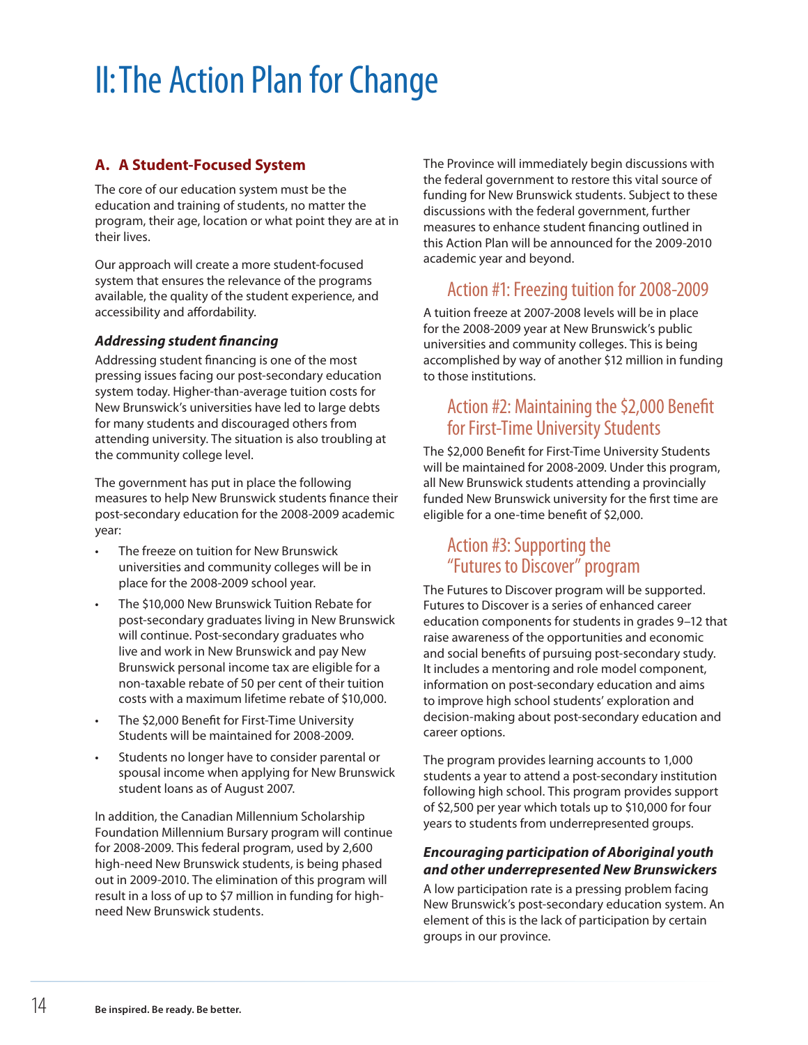# II: The Action Plan for Change

## A. A Student-Focused System

The core of our education system must be the education and training of students, no matter the program, their age, location or what point they are at in their lives.

Our approach will create a more student-focused system that ensures the relevance of the programs available, the quality of the student experience, and accessibility and affordability.

### *Addressing student financing*

Addressing student financing is one of the most pressing issues facing our post-secondary education system today. Higher-than-average tuition costs for New Brunswick's universities have led to large debts for many students and discouraged others from attending university. The situation is also troubling at the community college level.

The government has put in place the following measures to help New Brunswick students finance their post-secondary education for the 2008-2009 academic year:

- The freeze on tuition for New Brunswick universities and community colleges will be in place for the 2008-2009 school year.
- The $10,000 New Brunswick Tuition Rebate for post-secondary graduates living in New Brunswick will continue. Post-secondary graduates who live and work in New Brunswick and pay New Brunswick personal income tax are eligible for a non-taxable rebate of 50 per cent of their tuition costs with a maximum lifetime rebate of $10,000.
- The $2,000 Benefit for First-Time University Students will be maintained for 2008-2009.
- Students no longer have to consider parental or spousal income when applying for New Brunswick student loans as of August 2007.

In addition, the Canadian Millennium Scholarship Foundation Millennium Bursary program will continue for 2008-2009. This federal program, used by 2,600 high-need New Brunswick students, is being phased out in 2009-2010. The elimination of this program will result in a loss of up to $7 million in funding for high-need New Brunswick students.

The Province will immediately begin discussions with the federal government to restore this vital source of funding for New Brunswick students. Subject to these discussions with the federal government, further measures to enhance student financing outlined in this Action Plan will be announced for the 2009-2010 academic year and beyond.

#### Action #1: Freezing tuition for 2008-2009

A tuition freeze at 2007-2008 levels will be in place for the 2008-2009 year at New Brunswick's public universities and community colleges. This is being accomplished by way of another $12 million in funding to those institutions.

#### Action #2: Maintaining the $2,000 Benefit for First-Time University Students

The $2,000 Benefit for First-Time University Students will be maintained for 2008-2009. Under this program, all New Brunswick students attending a provincially funded New Brunswick university for the first time are eligible for a one-time benefit of $2,000.

#### Action #3: Supporting the "Futures to Discover" program

The Futures to Discover program will be supported. Futures to Discover is a series of enhanced career education components for students in grades 9–12 that raise awareness of the opportunities and economic and social benefits of pursuing post-secondary study. It includes a mentoring and role model component, information on post-secondary education and aims to improve high school students' exploration and decision-making about post-secondary education and career options.

The program provides learning accounts to 1,000 students a year to attend a post-secondary institution following high school. This program provides support of $2,500 per year which totals up to $10,000 for four years to students from underrepresented groups.

### *Encouraging participation of Aboriginal youth and other underrepresented New Brunswickers*

A low participation rate is a pressing problem facing New Brunswick's post-secondary education system. An element of this is the lack of participation by certain groups in our province.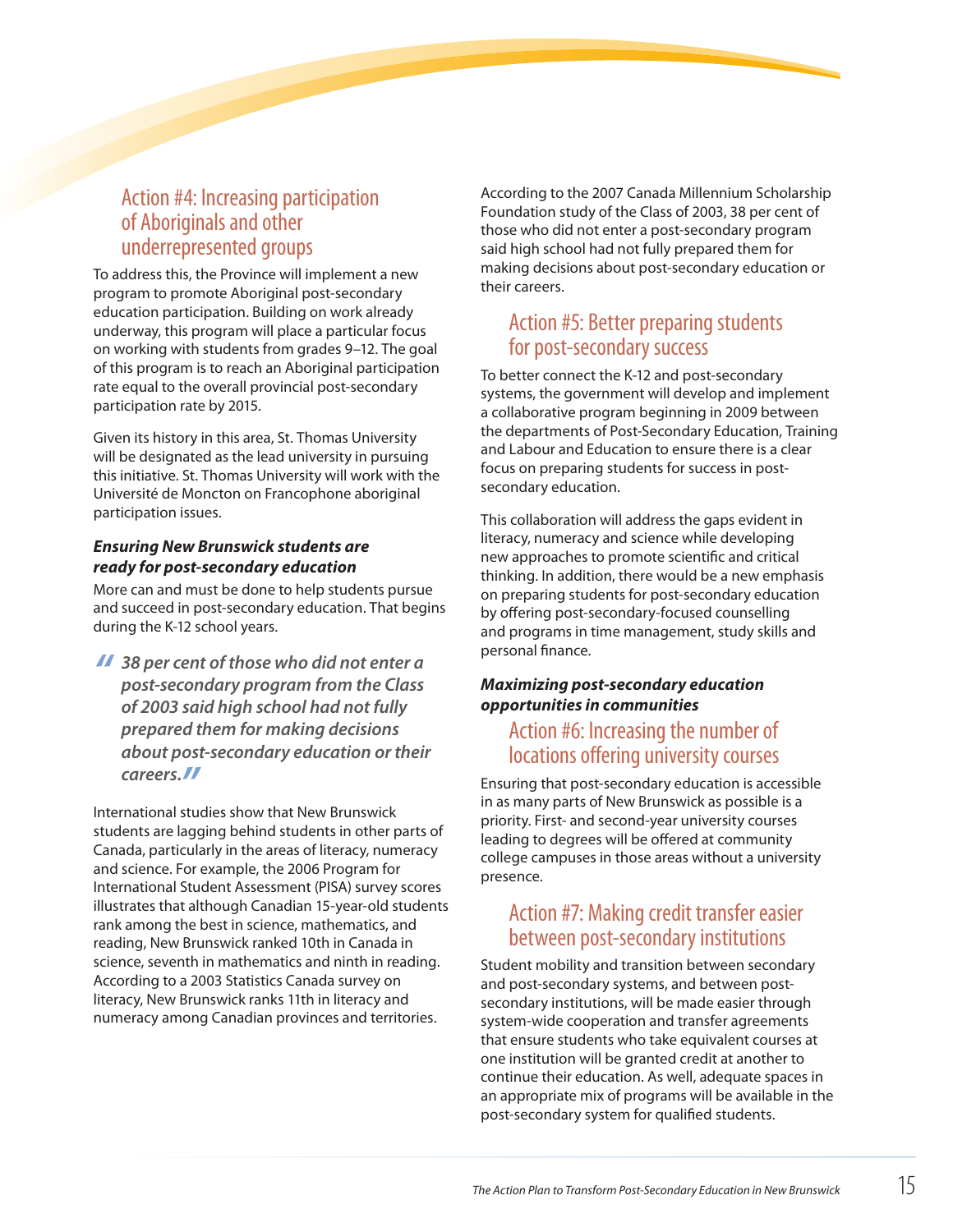## Action #4: Increasing participation of Aboriginals and other underrepresented groups

To address this, the Province will implement a new program to promote Aboriginal post-secondary education participation. Building on work already underway, this program will place a particular focus on working with students from grades 9–12. The goal of this program is to reach an Aboriginal participation rate equal to the overall provincial post-secondary participation rate by 2015.

Given its history in this area, St. Thomas University will be designated as the lead university in pursuing this initiative. St. Thomas University will work with the Université de Moncton on Francophone aboriginal participation issues.

### *Ensuring New Brunswick students are ready for post-secondary education*

More can and must be done to help students pursue and succeed in post-secondary education. That begins during the K-12 school years.

> *"38 per cent of those who did not enter a post-secondary program from the Class of 2003 said high school had not fully prepared them for making decisions about post-secondary education or their careers."*

International studies show that New Brunswick students are lagging behind students in other parts of Canada, particularly in the areas of literacy, numeracy and science. For example, the 2006 Program for International Student Assessment (PISA) survey scores illustrates that although Canadian 15-year-old students rank among the best in science, mathematics, and reading, New Brunswick ranked 10th in Canada in science, seventh in mathematics and ninth in reading. According to a 2003 Statistics Canada survey on literacy, New Brunswick ranks 11th in literacy and numeracy among Canadian provinces and territories.

According to the 2007 Canada Millennium Scholarship Foundation study of the Class of 2003, 38 per cent of those who did not enter a post-secondary program said high school had not fully prepared them for making decisions about post-secondary education or their careers.

## Action #5: Better preparing students for post-secondary success

To better connect the K-12 and post-secondary systems, the government will develop and implement a collaborative program beginning in 2009 between the departments of Post-Secondary Education, Training and Labour and Education to ensure there is a clear focus on preparing students for success in post-secondary education.

This collaboration will address the gaps evident in literacy, numeracy and science while developing new approaches to promote scientific and critical thinking. In addition, there would be a new emphasis on preparing students for post-secondary education by offering post-secondary-focused counselling and programs in time management, study skills and personal finance.

### *Maximizing post-secondary education opportunities in communities*

## Action #6: Increasing the number of locations offering university courses

Ensuring that post-secondary education is accessible in as many parts of New Brunswick as possible is a priority. First- and second-year university courses leading to degrees will be offered at community college campuses in those areas without a university presence.

## Action #7: Making credit transfer easier between post-secondary institutions

Student mobility and transition between secondary and post-secondary systems, and between post-secondary institutions, will be made easier through system-wide cooperation and transfer agreements that ensure students who take equivalent courses at one institution will be granted credit at another to continue their education. As well, adequate spaces in an appropriate mix of programs will be available in the post-secondary system for qualified students.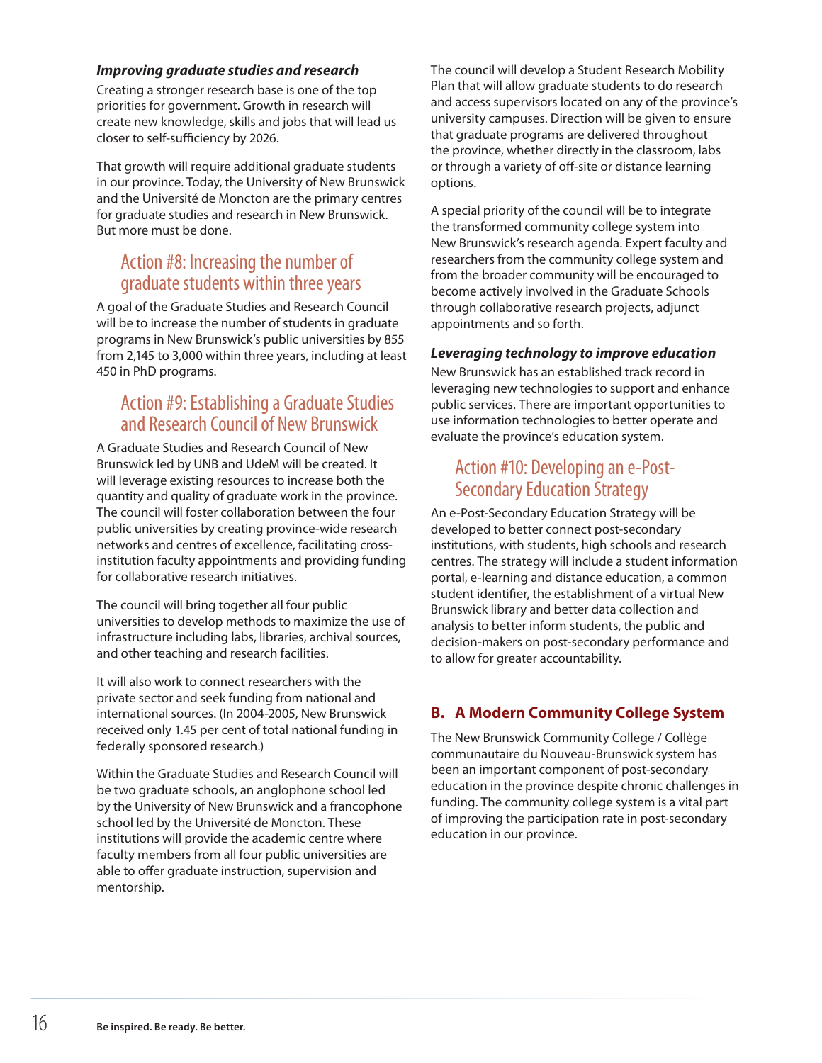***Improving graduate studies and research***

Creating a stronger research base is one of the top priorities for government. Growth in research will create new knowledge, skills and jobs that will lead us closer to self-sufficiency by 2026.

That growth will require additional graduate students in our province. Today, the University of New Brunswick and the Université de Moncton are the primary centres for graduate studies and research in New Brunswick. But more must be done.

### Action #8: Increasing the number of graduate students within three years

A goal of the Graduate Studies and Research Council will be to increase the number of students in graduate programs in New Brunswick's public universities by 855 from 2,145 to 3,000 within three years, including at least 450 in PhD programs.

### Action #9: Establishing a Graduate Studies and Research Council of New Brunswick

A Graduate Studies and Research Council of New Brunswick led by UNB and UdeM will be created. It will leverage existing resources to increase both the quantity and quality of graduate work in the province. The council will foster collaboration between the four public universities by creating province-wide research networks and centres of excellence, facilitating cross-institution faculty appointments and providing funding for collaborative research initiatives.

The council will bring together all four public universities to develop methods to maximize the use of infrastructure including labs, libraries, archival sources, and other teaching and research facilities.

It will also work to connect researchers with the private sector and seek funding from national and international sources. (In 2004-2005, New Brunswick received only 1.45 per cent of total national funding in federally sponsored research.)

Within the Graduate Studies and Research Council will be two graduate schools, an anglophone school led by the University of New Brunswick and a francophone school led by the Université de Moncton. These institutions will provide the academic centre where faculty members from all four public universities are able to offer graduate instruction, supervision and mentorship.

The council will develop a Student Research Mobility Plan that will allow graduate students to do research and access supervisors located on any of the province's university campuses. Direction will be given to ensure that graduate programs are delivered throughout the province, whether directly in the classroom, labs or through a variety of off-site or distance learning options.

A special priority of the council will be to integrate the transformed community college system into New Brunswick's research agenda. Expert faculty and researchers from the community college system and from the broader community will be encouraged to become actively involved in the Graduate Schools through collaborative research projects, adjunct appointments and so forth.

***Leveraging technology to improve education***

New Brunswick has an established track record in leveraging new technologies to support and enhance public services. There are important opportunities to use information technologies to better operate and evaluate the province's education system.

### Action #10: Developing an e-Post-Secondary Education Strategy

An e-Post-Secondary Education Strategy will be developed to better connect post-secondary institutions, with students, high schools and research centres. The strategy will include a student information portal, e-learning and distance education, a common student identifier, the establishment of a virtual New Brunswick library and better data collection and analysis to better inform students, the public and decision-makers on post-secondary performance and to allow for greater accountability.

## B. A Modern Community College System

The New Brunswick Community College / Collège communautaire du Nouveau-Brunswick system has been an important component of post-secondary education in the province despite chronic challenges in funding. The community college system is a vital part of improving the participation rate in post-secondary education in our province.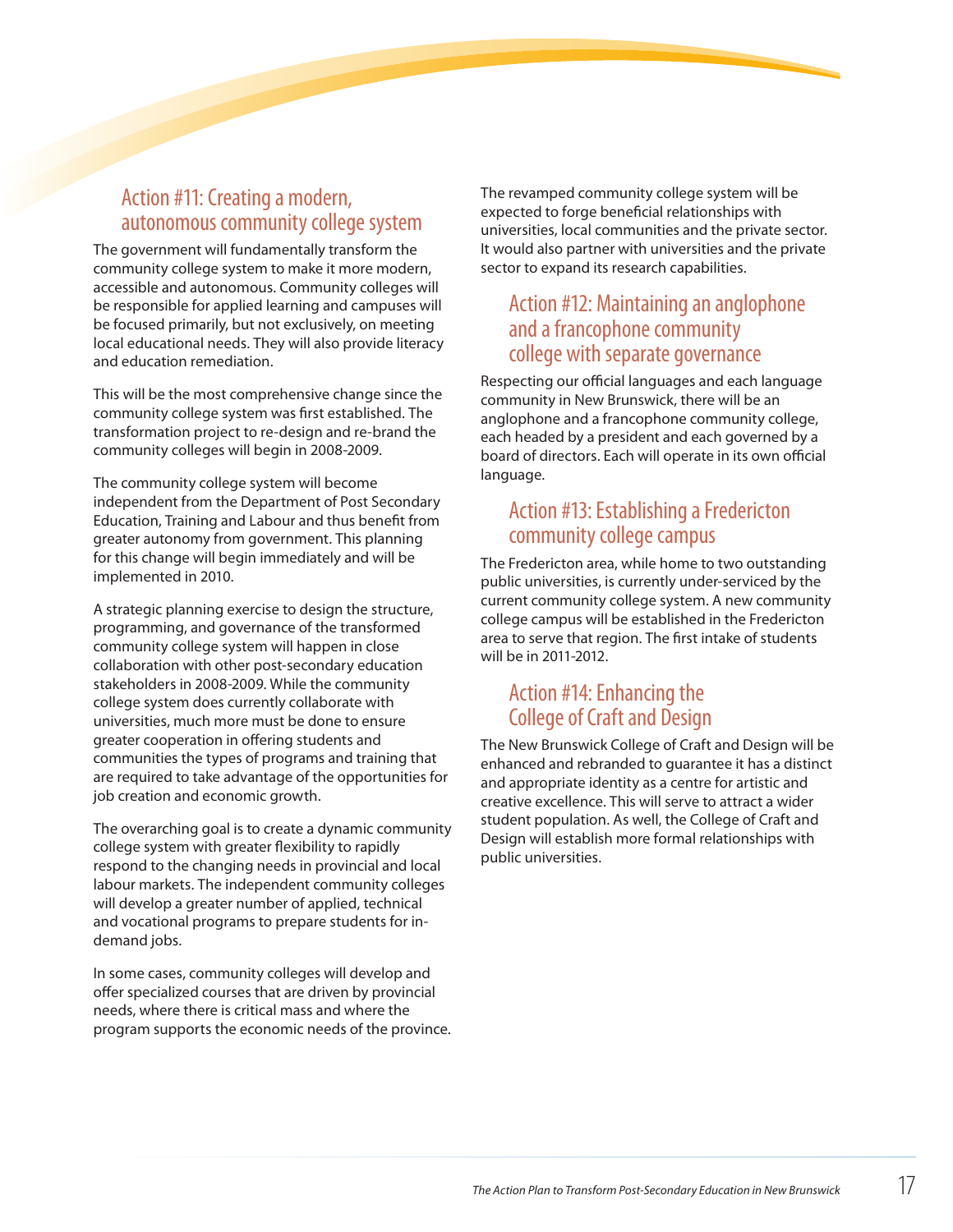## Action #11: Creating a modern, autonomous community college system

The government will fundamentally transform the community college system to make it more modern, accessible and autonomous. Community colleges will be responsible for applied learning and campuses will be focused primarily, but not exclusively, on meeting local educational needs. They will also provide literacy and education remediation.

This will be the most comprehensive change since the community college system was first established. The transformation project to re-design and re-brand the community colleges will begin in 2008-2009.

The community college system will become independent from the Department of Post Secondary Education, Training and Labour and thus benefit from greater autonomy from government. This planning for this change will begin immediately and will be implemented in 2010.

A strategic planning exercise to design the structure, programming, and governance of the transformed community college system will happen in close collaboration with other post-secondary education stakeholders in 2008-2009. While the community college system does currently collaborate with universities, much more must be done to ensure greater cooperation in offering students and communities the types of programs and training that are required to take advantage of the opportunities for job creation and economic growth.

The overarching goal is to create a dynamic community college system with greater flexibility to rapidly respond to the changing needs in provincial and local labour markets. The independent community colleges will develop a greater number of applied, technical and vocational programs to prepare students for in-demand jobs.

In some cases, community colleges will develop and offer specialized courses that are driven by provincial needs, where there is critical mass and where the program supports the economic needs of the province.

The revamped community college system will be expected to forge beneficial relationships with universities, local communities and the private sector. It would also partner with universities and the private sector to expand its research capabilities.

## Action #12: Maintaining an anglophone and a francophone community college with separate governance

Respecting our official languages and each language community in New Brunswick, there will be an anglophone and a francophone community college, each headed by a president and each governed by a board of directors. Each will operate in its own official language.

## Action #13: Establishing a Fredericton community college campus

The Fredericton area, while home to two outstanding public universities, is currently under-serviced by the current community college system. A new community college campus will be established in the Fredericton area to serve that region. The first intake of students will be in 2011-2012.

## Action #14: Enhancing the College of Craft and Design

The New Brunswick College of Craft and Design will be enhanced and rebranded to guarantee it has a distinct and appropriate identity as a centre for artistic and creative excellence. This will serve to attract a wider student population. As well, the College of Craft and Design will establish more formal relationships with public universities.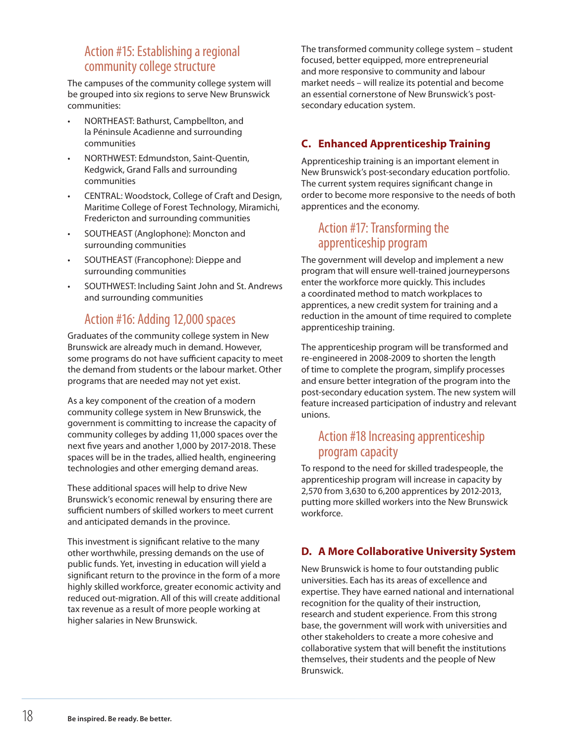### Action #15: Establishing a regional community college structure

The campuses of the community college system will be grouped into six regions to serve New Brunswick communities:

- NORTHEAST: Bathurst, Campbellton, and la Péninsule Acadienne and surrounding communities
- NORTHWEST: Edmundston, Saint-Quentin, Kedgwick, Grand Falls and surrounding communities
- CENTRAL: Woodstock, College of Craft and Design, Maritime College of Forest Technology, Miramichi, Fredericton and surrounding communities
- SOUTHEAST (Anglophone): Moncton and surrounding communities
- SOUTHEAST (Francophone): Dieppe and surrounding communities
- SOUTHWEST: Including Saint John and St. Andrews and surrounding communities

### Action #16: Adding 12,000 spaces

Graduates of the community college system in New Brunswick are already much in demand. However, some programs do not have sufficient capacity to meet the demand from students or the labour market. Other programs that are needed may not yet exist.

As a key component of the creation of a modern community college system in New Brunswick, the government is committing to increase the capacity of community colleges by adding 11,000 spaces over the next five years and another 1,000 by 2017-2018. These spaces will be in the trades, allied health, engineering technologies and other emerging demand areas.

These additional spaces will help to drive New Brunswick's economic renewal by ensuring there are sufficient numbers of skilled workers to meet current and anticipated demands in the province.

This investment is significant relative to the many other worthwhile, pressing demands on the use of public funds. Yet, investing in education will yield a significant return to the province in the form of a more highly skilled workforce, greater economic activity and reduced out-migration. All of this will create additional tax revenue as a result of more people working at higher salaries in New Brunswick.

The transformed community college system – student focused, better equipped, more entrepreneurial and more responsive to community and labour market needs – will realize its potential and become an essential cornerstone of New Brunswick's post-secondary education system.

## C. Enhanced Apprenticeship Training

Apprenticeship training is an important element in New Brunswick's post-secondary education portfolio. The current system requires significant change in order to become more responsive to the needs of both apprentices and the economy.

### Action #17: Transforming the apprenticeship program

The government will develop and implement a new program that will ensure well-trained journeypersons enter the workforce more quickly. This includes a coordinated method to match workplaces to apprentices, a new credit system for training and a reduction in the amount of time required to complete apprenticeship training.

The apprenticeship program will be transformed and re-engineered in 2008-2009 to shorten the length of time to complete the program, simplify processes and ensure better integration of the program into the post-secondary education system. The new system will feature increased participation of industry and relevant unions.

### Action #18 Increasing apprenticeship program capacity

To respond to the need for skilled tradespeople, the apprenticeship program will increase in capacity by 2,570 from 3,630 to 6,200 apprentices by 2012-2013, putting more skilled workers into the New Brunswick workforce.

## D. A More Collaborative University System

New Brunswick is home to four outstanding public universities. Each has its areas of excellence and expertise. They have earned national and international recognition for the quality of their instruction, research and student experience. From this strong base, the government will work with universities and other stakeholders to create a more cohesive and collaborative system that will benefit the institutions themselves, their students and the people of New Brunswick.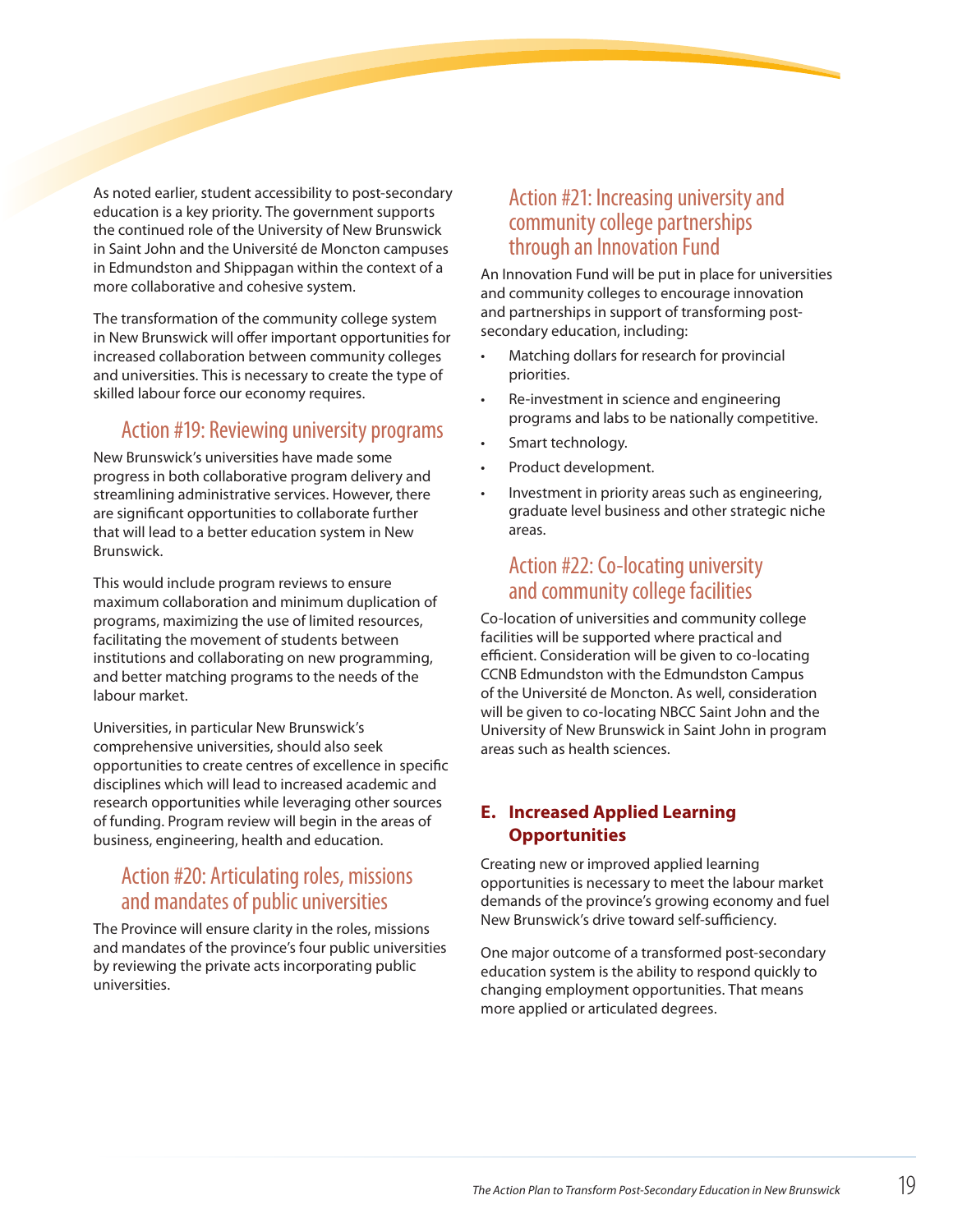As noted earlier, student accessibility to post-secondary education is a key priority. The government supports the continued role of the University of New Brunswick in Saint John and the Université de Moncton campuses in Edmundston and Shippagan within the context of a more collaborative and cohesive system.

The transformation of the community college system in New Brunswick will offer important opportunities for increased collaboration between community colleges and universities. This is necessary to create the type of skilled labour force our economy requires.

### Action #19: Reviewing university programs

New Brunswick's universities have made some progress in both collaborative program delivery and streamlining administrative services. However, there are significant opportunities to collaborate further that will lead to a better education system in New Brunswick.

This would include program reviews to ensure maximum collaboration and minimum duplication of programs, maximizing the use of limited resources, facilitating the movement of students between institutions and collaborating on new programming, and better matching programs to the needs of the labour market.

Universities, in particular New Brunswick's comprehensive universities, should also seek opportunities to create centres of excellence in specific disciplines which will lead to increased academic and research opportunities while leveraging other sources of funding. Program review will begin in the areas of business, engineering, health and education.

### Action #20: Articulating roles, missions and mandates of public universities

The Province will ensure clarity in the roles, missions and mandates of the province's four public universities by reviewing the private acts incorporating public universities.

### Action #21: Increasing university and community college partnerships through an Innovation Fund

An Innovation Fund will be put in place for universities and community colleges to encourage innovation and partnerships in support of transforming post-secondary education, including:

- Matching dollars for research for provincial priorities.
- Re-investment in science and engineering programs and labs to be nationally competitive.
- Smart technology.
- Product development.
- Investment in priority areas such as engineering, graduate level business and other strategic niche areas.

### Action #22: Co-locating university and community college facilities

Co-location of universities and community college facilities will be supported where practical and efficient. Consideration will be given to co-locating CCNB Edmundston with the Edmundston Campus of the Université de Moncton. As well, consideration will be given to co-locating NBCC Saint John and the University of New Brunswick in Saint John in program areas such as health sciences.

## E. Increased Applied Learning Opportunities

Creating new or improved applied learning opportunities is necessary to meet the labour market demands of the province's growing economy and fuel New Brunswick's drive toward self-sufficiency.

One major outcome of a transformed post-secondary education system is the ability to respond quickly to changing employment opportunities. That means more applied or articulated degrees.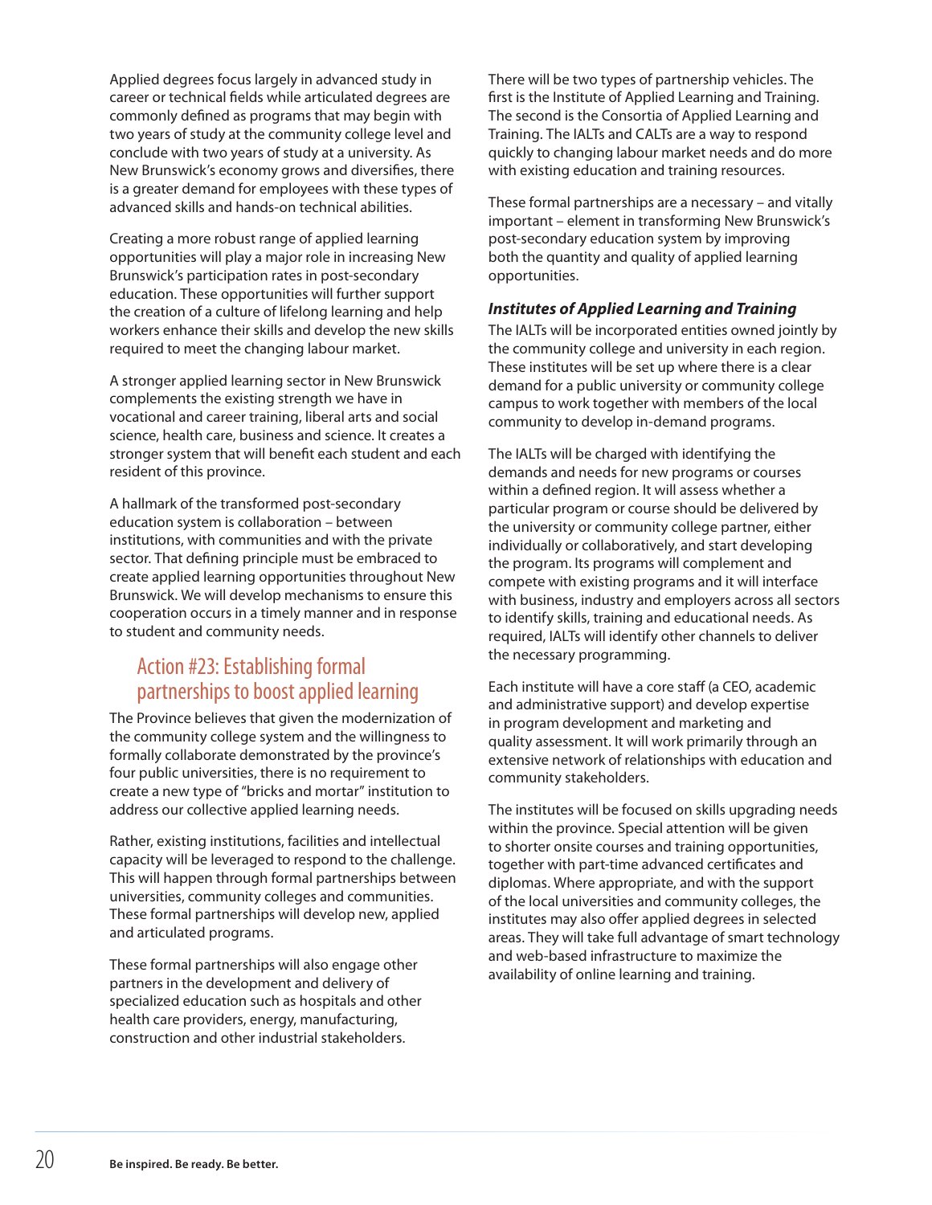Applied degrees focus largely in advanced study in career or technical fields while articulated degrees are commonly defined as programs that may begin with two years of study at the community college level and conclude with two years of study at a university. As New Brunswick's economy grows and diversifies, there is a greater demand for employees with these types of advanced skills and hands-on technical abilities.

Creating a more robust range of applied learning opportunities will play a major role in increasing New Brunswick's participation rates in post-secondary education. These opportunities will further support the creation of a culture of lifelong learning and help workers enhance their skills and develop the new skills required to meet the changing labour market.

A stronger applied learning sector in New Brunswick complements the existing strength we have in vocational and career training, liberal arts and social science, health care, business and science. It creates a stronger system that will benefit each student and each resident of this province.

A hallmark of the transformed post-secondary education system is collaboration – between institutions, with communities and with the private sector. That defining principle must be embraced to create applied learning opportunities throughout New Brunswick. We will develop mechanisms to ensure this cooperation occurs in a timely manner and in response to student and community needs.

## Action #23: Establishing formal partnerships to boost applied learning

The Province believes that given the modernization of the community college system and the willingness to formally collaborate demonstrated by the province's four public universities, there is no requirement to create a new type of "bricks and mortar" institution to address our collective applied learning needs.

Rather, existing institutions, facilities and intellectual capacity will be leveraged to respond to the challenge. This will happen through formal partnerships between universities, community colleges and communities. These formal partnerships will develop new, applied and articulated programs.

These formal partnerships will also engage other partners in the development and delivery of specialized education such as hospitals and other health care providers, energy, manufacturing, construction and other industrial stakeholders.

There will be two types of partnership vehicles. The first is the Institute of Applied Learning and Training. The second is the Consortia of Applied Learning and Training. The IALTs and CALTs are a way to respond quickly to changing labour market needs and do more with existing education and training resources.

These formal partnerships are a necessary – and vitally important – element in transforming New Brunswick's post-secondary education system by improving both the quantity and quality of applied learning opportunities.

### *Institutes of Applied Learning and Training*

The IALTs will be incorporated entities owned jointly by the community college and university in each region. These institutes will be set up where there is a clear demand for a public university or community college campus to work together with members of the local community to develop in-demand programs.

The IALTs will be charged with identifying the demands and needs for new programs or courses within a defined region. It will assess whether a particular program or course should be delivered by the university or community college partner, either individually or collaboratively, and start developing the program. Its programs will complement and compete with existing programs and it will interface with business, industry and employers across all sectors to identify skills, training and educational needs. As required, IALTs will identify other channels to deliver the necessary programming.

Each institute will have a core staff (a CEO, academic and administrative support) and develop expertise in program development and marketing and quality assessment. It will work primarily through an extensive network of relationships with education and community stakeholders.

The institutes will be focused on skills upgrading needs within the province. Special attention will be given to shorter onsite courses and training opportunities, together with part-time advanced certificates and diplomas. Where appropriate, and with the support of the local universities and community colleges, the institutes may also offer applied degrees in selected areas. They will take full advantage of smart technology and web-based infrastructure to maximize the availability of online learning and training.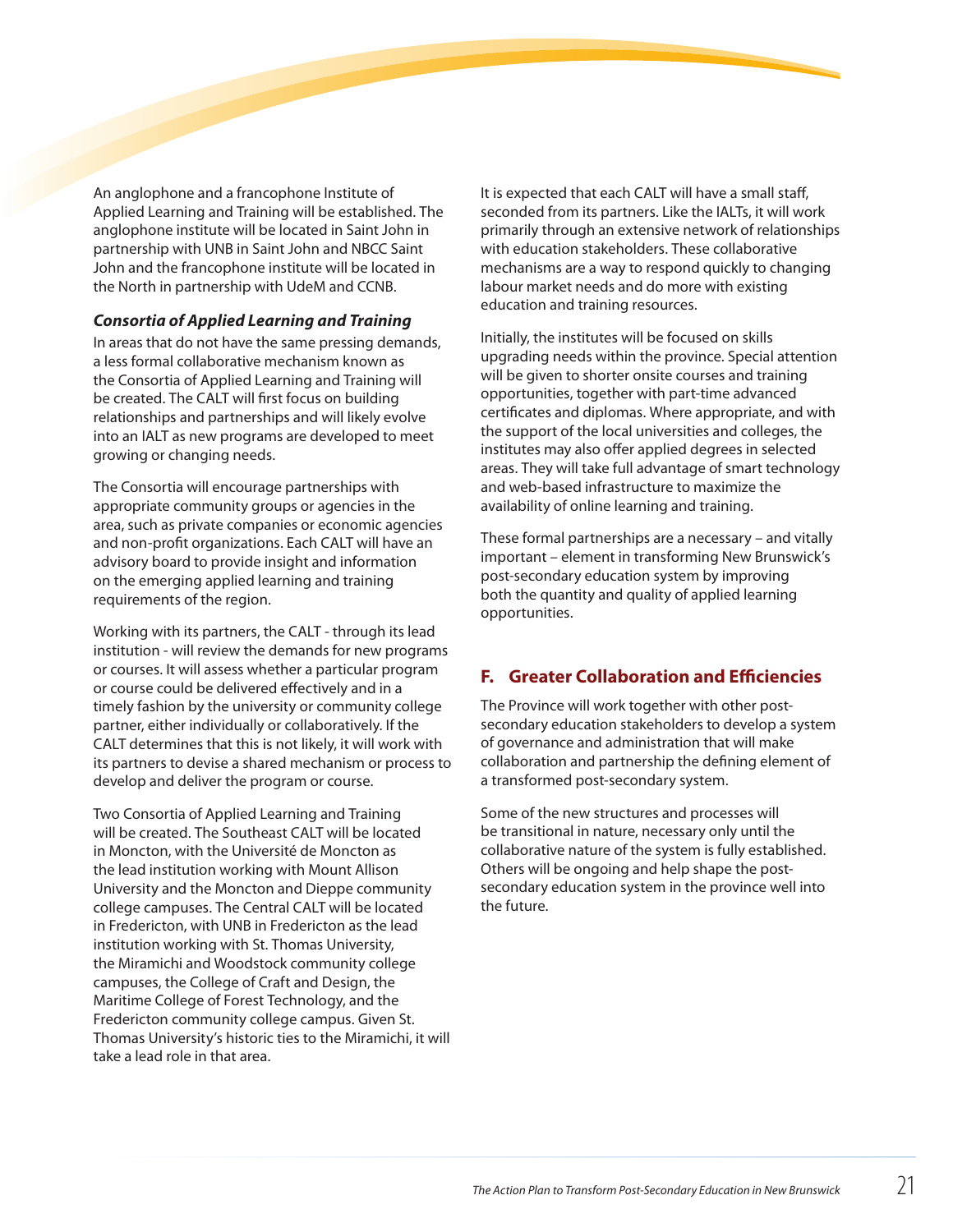An anglophone and a francophone Institute of Applied Learning and Training will be established. The anglophone institute will be located in Saint John in partnership with UNB in Saint John and NBCC Saint John and the francophone institute will be located in the North in partnership with UdeM and CCNB.

### *Consortia of Applied Learning and Training*

In areas that do not have the same pressing demands, a less formal collaborative mechanism known as the Consortia of Applied Learning and Training will be created. The CALT will first focus on building relationships and partnerships and will likely evolve into an IALT as new programs are developed to meet growing or changing needs.

The Consortia will encourage partnerships with appropriate community groups or agencies in the area, such as private companies or economic agencies and non-profit organizations. Each CALT will have an advisory board to provide insight and information on the emerging applied learning and training requirements of the region.

Working with its partners, the CALT - through its lead institution - will review the demands for new programs or courses. It will assess whether a particular program or course could be delivered effectively and in a timely fashion by the university or community college partner, either individually or collaboratively. If the CALT determines that this is not likely, it will work with its partners to devise a shared mechanism or process to develop and deliver the program or course.

Two Consortia of Applied Learning and Training will be created. The Southeast CALT will be located in Moncton, with the Université de Moncton as the lead institution working with Mount Allison University and the Moncton and Dieppe community college campuses. The Central CALT will be located in Fredericton, with UNB in Fredericton as the lead institution working with St. Thomas University, the Miramichi and Woodstock community college campuses, the College of Craft and Design, the Maritime College of Forest Technology, and the Fredericton community college campus. Given St. Thomas University's historic ties to the Miramichi, it will take a lead role in that area.

It is expected that each CALT will have a small staff, seconded from its partners. Like the IALTs, it will work primarily through an extensive network of relationships with education stakeholders. These collaborative mechanisms are a way to respond quickly to changing labour market needs and do more with existing education and training resources.

Initially, the institutes will be focused on skills upgrading needs within the province. Special attention will be given to shorter onsite courses and training opportunities, together with part-time advanced certificates and diplomas. Where appropriate, and with the support of the local universities and colleges, the institutes may also offer applied degrees in selected areas. They will take full advantage of smart technology and web-based infrastructure to maximize the availability of online learning and training.

These formal partnerships are a necessary – and vitally important – element in transforming New Brunswick's post-secondary education system by improving both the quantity and quality of applied learning opportunities.

## F. Greater Collaboration and Efficiencies

The Province will work together with other post-secondary education stakeholders to develop a system of governance and administration that will make collaboration and partnership the defining element of a transformed post-secondary system.

Some of the new structures and processes will be transitional in nature, necessary only until the collaborative nature of the system is fully established. Others will be ongoing and help shape the post-secondary education system in the province well into the future.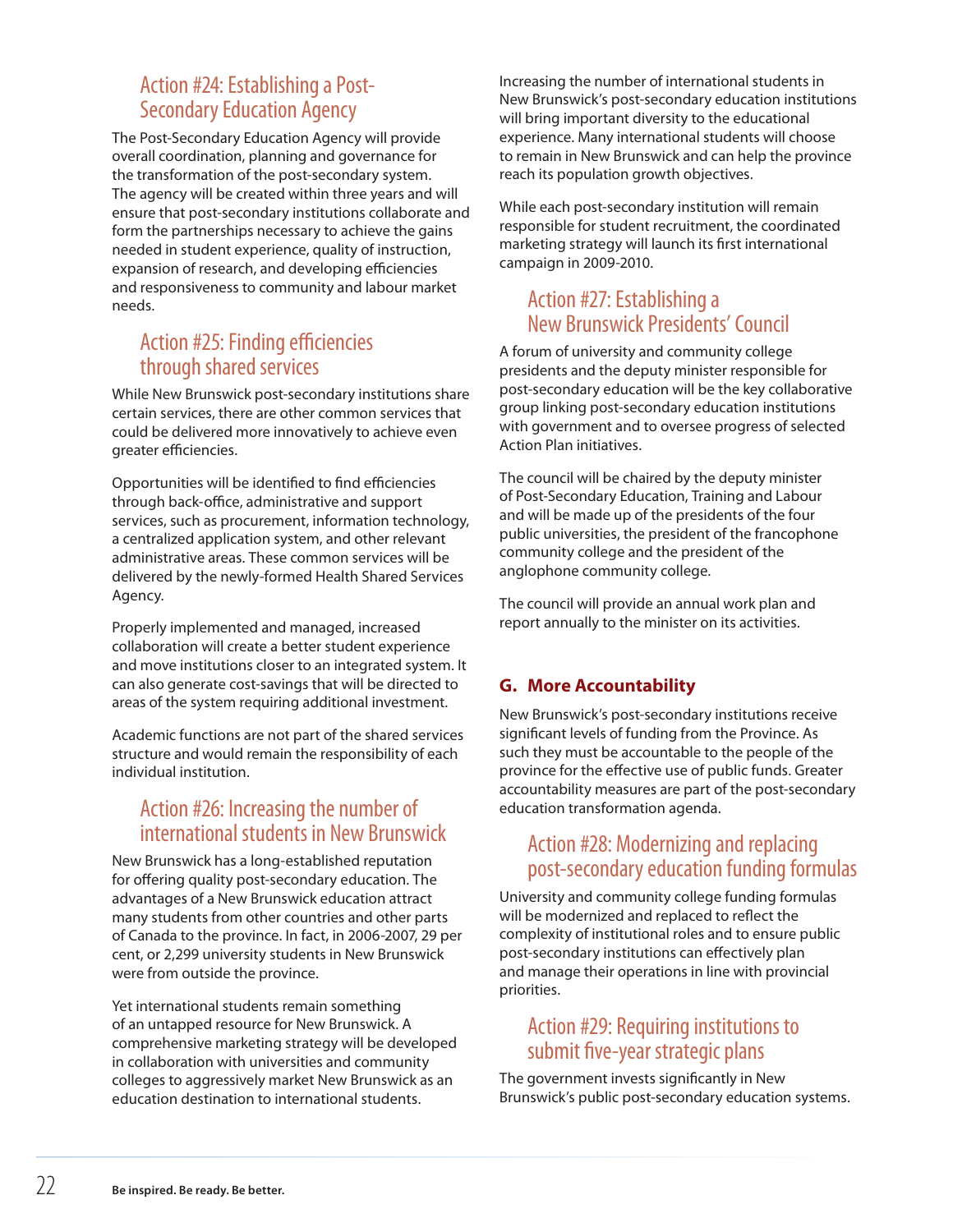### Action #24: Establishing a Post-Secondary Education Agency

The Post-Secondary Education Agency will provide overall coordination, planning and governance for the transformation of the post-secondary system. The agency will be created within three years and will ensure that post-secondary institutions collaborate and form the partnerships necessary to achieve the gains needed in student experience, quality of instruction, expansion of research, and developing efficiencies and responsiveness to community and labour market needs.

### Action #25: Finding efficiencies through shared services

While New Brunswick post-secondary institutions share certain services, there are other common services that could be delivered more innovatively to achieve even greater efficiencies.

Opportunities will be identified to find efficiencies through back-office, administrative and support services, such as procurement, information technology, a centralized application system, and other relevant administrative areas. These common services will be delivered by the newly-formed Health Shared Services Agency.

Properly implemented and managed, increased collaboration will create a better student experience and move institutions closer to an integrated system. It can also generate cost-savings that will be directed to areas of the system requiring additional investment.

Academic functions are not part of the shared services structure and would remain the responsibility of each individual institution.

### Action #26: Increasing the number of international students in New Brunswick

New Brunswick has a long-established reputation for offering quality post-secondary education. The advantages of a New Brunswick education attract many students from other countries and other parts of Canada to the province. In fact, in 2006-2007, 29 per cent, or 2,299 university students in New Brunswick were from outside the province.

Yet international students remain something of an untapped resource for New Brunswick. A comprehensive marketing strategy will be developed in collaboration with universities and community colleges to aggressively market New Brunswick as an education destination to international students.

Increasing the number of international students in New Brunswick's post-secondary education institutions will bring important diversity to the educational experience. Many international students will choose to remain in New Brunswick and can help the province reach its population growth objectives.

While each post-secondary institution will remain responsible for student recruitment, the coordinated marketing strategy will launch its first international campaign in 2009-2010.

### Action #27: Establishing a New Brunswick Presidents' Council

A forum of university and community college presidents and the deputy minister responsible for post-secondary education will be the key collaborative group linking post-secondary education institutions with government and to oversee progress of selected Action Plan initiatives.

The council will be chaired by the deputy minister of Post-Secondary Education, Training and Labour and will be made up of the presidents of the four public universities, the president of the francophone community college and the president of the anglophone community college.

The council will provide an annual work plan and report annually to the minister on its activities.

## G. More Accountability

New Brunswick's post-secondary institutions receive significant levels of funding from the Province. As such they must be accountable to the people of the province for the effective use of public funds. Greater accountability measures are part of the post-secondary education transformation agenda.

### Action #28: Modernizing and replacing post-secondary education funding formulas

University and community college funding formulas will be modernized and replaced to reflect the complexity of institutional roles and to ensure public post-secondary institutions can effectively plan and manage their operations in line with provincial priorities.

### Action #29: Requiring institutions to submit five-year strategic plans

The government invests significantly in New Brunswick's public post-secondary education systems.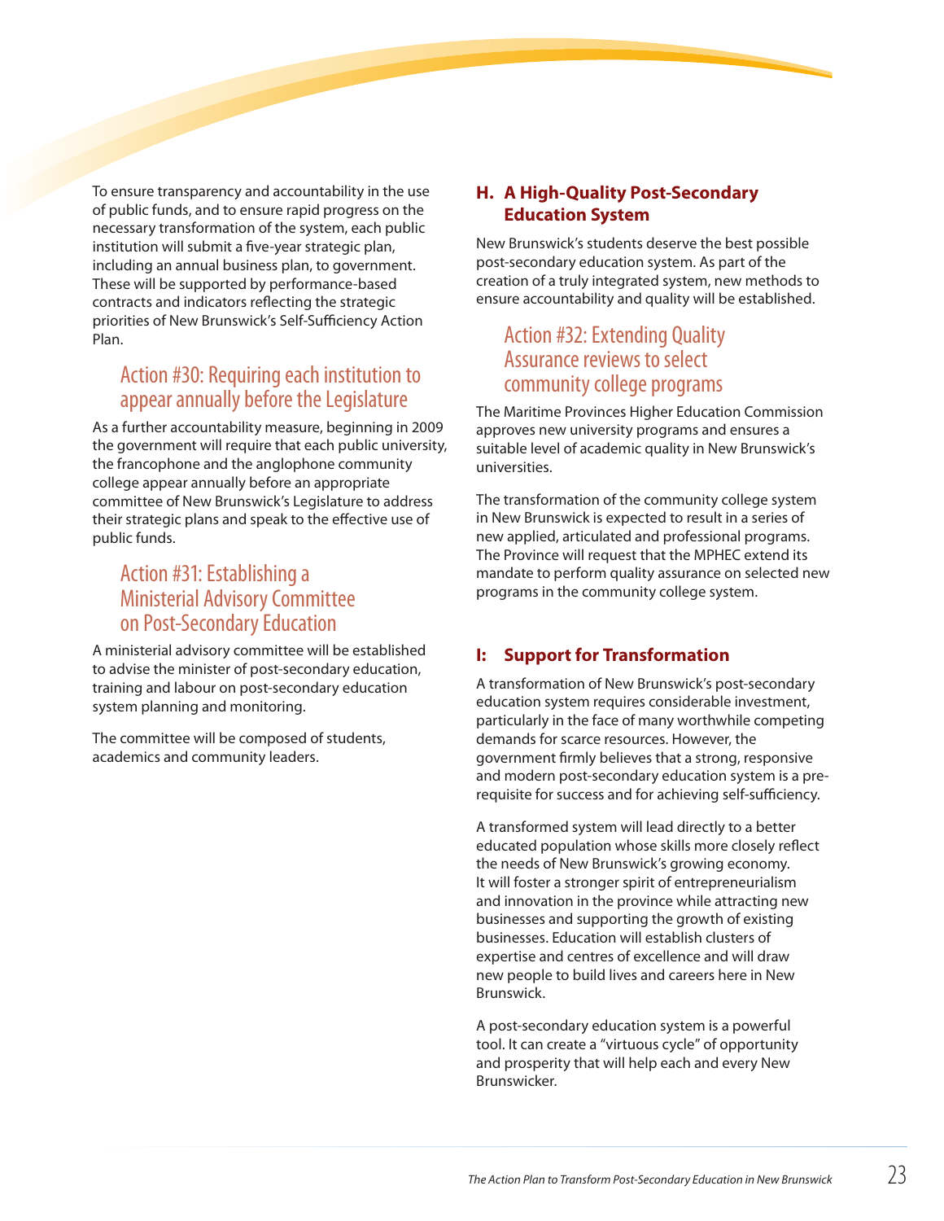To ensure transparency and accountability in the use of public funds, and to ensure rapid progress on the necessary transformation of the system, each public institution will submit a five-year strategic plan, including an annual business plan, to government. These will be supported by performance-based contracts and indicators reflecting the strategic priorities of New Brunswick's Self-Sufficiency Action Plan.

### Action #30: Requiring each institution to appear annually before the Legislature

As a further accountability measure, beginning in 2009 the government will require that each public university, the francophone and the anglophone community college appear annually before an appropriate committee of New Brunswick's Legislature to address their strategic plans and speak to the effective use of public funds.

### Action #31: Establishing a Ministerial Advisory Committee on Post-Secondary Education

A ministerial advisory committee will be established to advise the minister of post-secondary education, training and labour on post-secondary education system planning and monitoring.

The committee will be composed of students, academics and community leaders.

## H. A High-Quality Post-Secondary Education System

New Brunswick's students deserve the best possible post-secondary education system. As part of the creation of a truly integrated system, new methods to ensure accountability and quality will be established.

### Action #32: Extending Quality Assurance reviews to select community college programs

The Maritime Provinces Higher Education Commission approves new university programs and ensures a suitable level of academic quality in New Brunswick's universities.

The transformation of the community college system in New Brunswick is expected to result in a series of new applied, articulated and professional programs. The Province will request that the MPHEC extend its mandate to perform quality assurance on selected new programs in the community college system.

## I: Support for Transformation

A transformation of New Brunswick's post-secondary education system requires considerable investment, particularly in the face of many worthwhile competing demands for scarce resources. However, the government firmly believes that a strong, responsive and modern post-secondary education system is a pre-requisite for success and for achieving self-sufficiency.

A transformed system will lead directly to a better educated population whose skills more closely reflect the needs of New Brunswick's growing economy. It will foster a stronger spirit of entrepreneurialism and innovation in the province while attracting new businesses and supporting the growth of existing businesses. Education will establish clusters of expertise and centres of excellence and will draw new people to build lives and careers here in New Brunswick.

A post-secondary education system is a powerful tool. It can create a "virtuous cycle" of opportunity and prosperity that will help each and every New Brunswicker.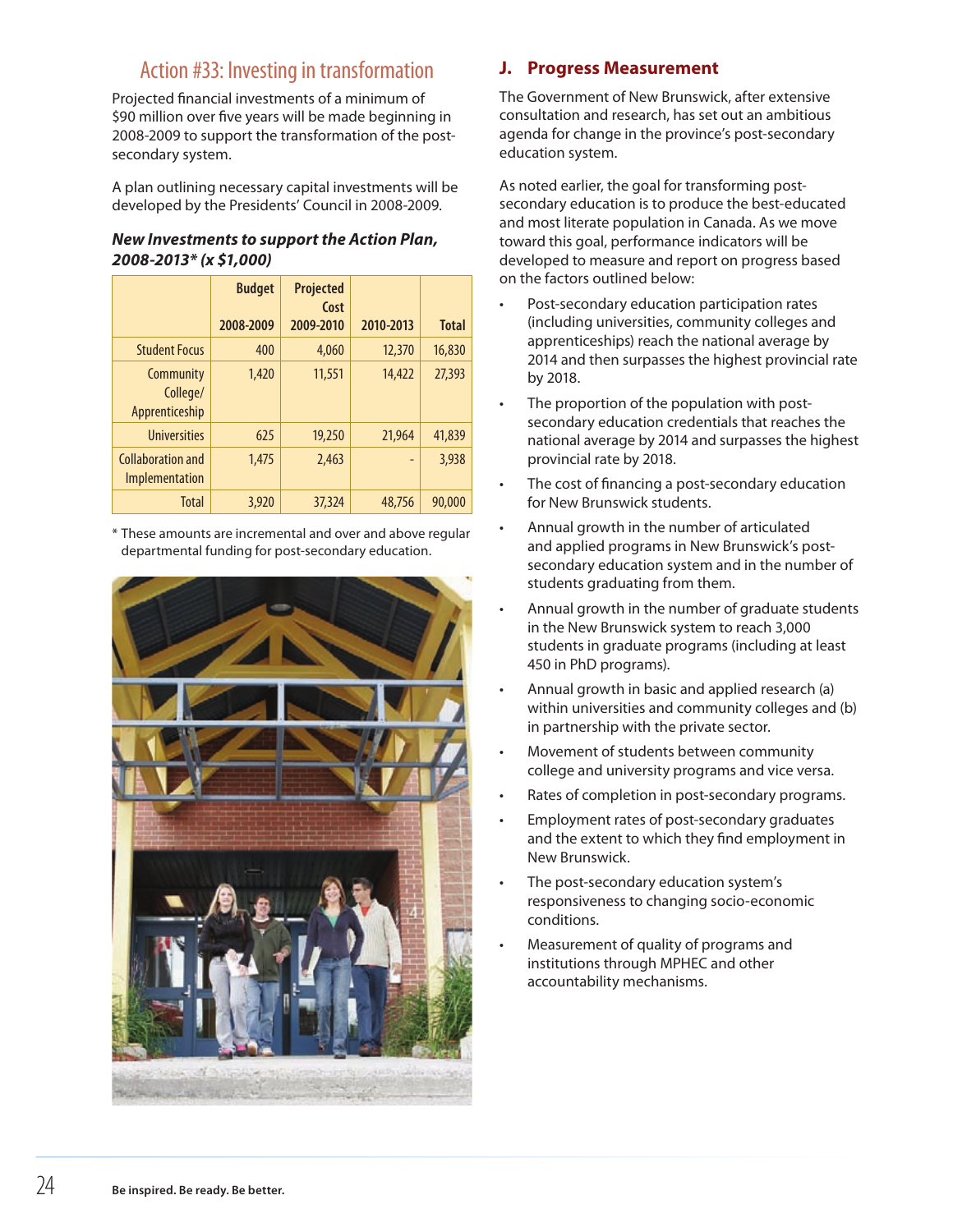## Action #33: Investing in transformation

Projected financial investments of a minimum of $90 million over five years will be made beginning in 2008-2009 to support the transformation of the post-secondary system.

A plan outlining necessary capital investments will be developed by the Presidents' Council in 2008-2009.

***New Investments to support the Action Plan, 2008-2013\* (x $1,000)***

| | Budget 2008-2009 | Projected Cost 2009-2010 | 2010-2013 | Total |
|---|---|---|---|---|
| Student Focus | 400 | 4,060 | 12,370 | 16,830 |
| Community College/ Apprenticeship | 1,420 | 11,551 | 14,422 | 27,393 |
| Universities | 625 | 19,250 | 21,964 | 41,839 |
| Collaboration and Implementation | 1,475 | 2,463 | - | 3,938 |
| Total | 3,920 | 37,324 | 48,756 | 90,000 |

\* These amounts are incremental and over and above regular departmental funding for post-secondary education.

## J. Progress Measurement

The Government of New Brunswick, after extensive consultation and research, has set out an ambitious agenda for change in the province's post-secondary education system.

As noted earlier, the goal for transforming post-secondary education is to produce the best-educated and most literate population in Canada. As we move toward this goal, performance indicators will be developed to measure and report on progress based on the factors outlined below:

- Post-secondary education participation rates (including universities, community colleges and apprenticeships) reach the national average by 2014 and then surpasses the highest provincial rate by 2018.
- The proportion of the population with post-secondary education credentials that reaches the national average by 2014 and surpasses the highest provincial rate by 2018.
- The cost of financing a post-secondary education for New Brunswick students.
- Annual growth in the number of articulated and applied programs in New Brunswick's post-secondary education system and in the number of students graduating from them.
- Annual growth in the number of graduate students in the New Brunswick system to reach 3,000 students in graduate programs (including at least 450 in PhD programs).
- Annual growth in basic and applied research (a) within universities and community colleges and (b) in partnership with the private sector.
- Movement of students between community college and university programs and vice versa.
- Rates of completion in post-secondary programs.
- Employment rates of post-secondary graduates and the extent to which they find employment in New Brunswick.
- The post-secondary education system's responsiveness to changing socio-economic conditions.
- Measurement of quality of programs and institutions through MPHEC and other accountability mechanisms.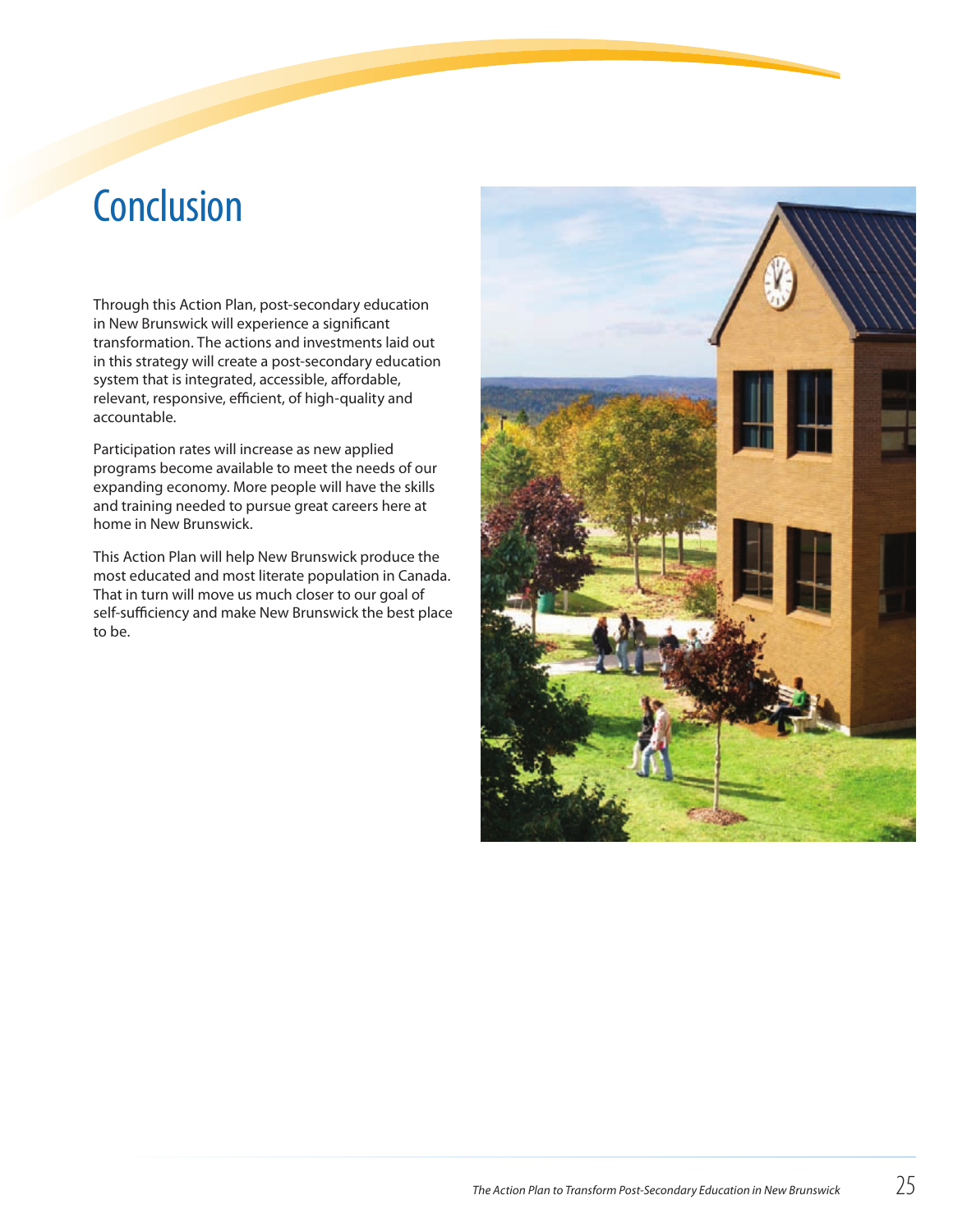# Conclusion

Through this Action Plan, post-secondary education in New Brunswick will experience a significant transformation. The actions and investments laid out in this strategy will create a post-secondary education system that is integrated, accessible, affordable, relevant, responsive, efficient, of high-quality and accountable.

Participation rates will increase as new applied programs become available to meet the needs of our expanding economy. More people will have the skills and training needed to pursue great careers here at home in New Brunswick.

This Action Plan will help New Brunswick produce the most educated and most literate population in Canada. That in turn will move us much closer to our goal of self-sufficiency and make New Brunswick the best place to be.